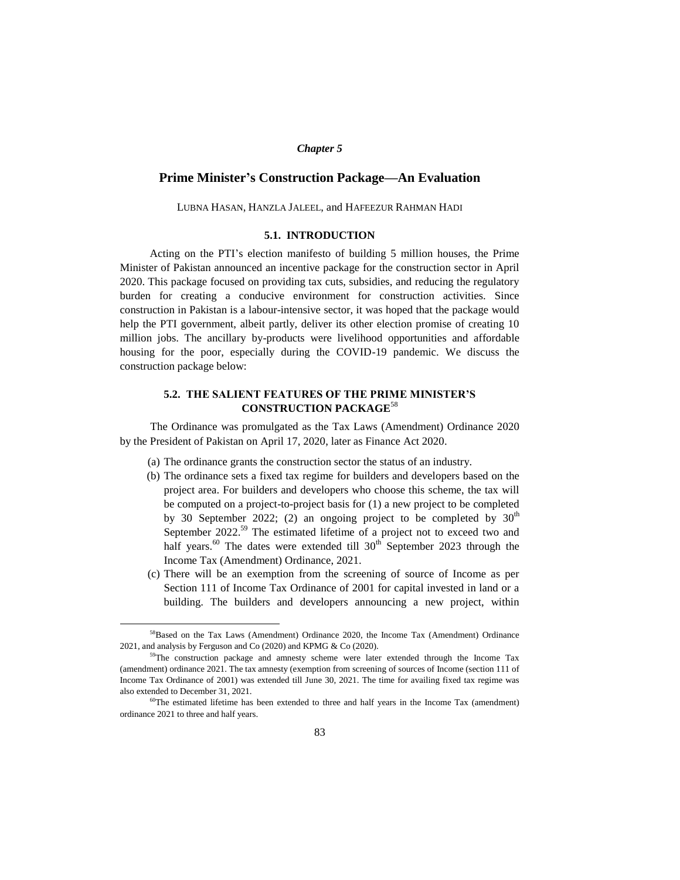*Chapter 5*

# Prime Minister's Construction Package—An Evaluation

LUBNA HASAN, HANZLA JALEEL, and HAFEEZUR RAHMAN HADI

## 5.1. INTRODUCTION

Acting on the PTI's election manifesto of building 5 million houses, the Prime Minister of Pakistan announced an incentive package for the construction sector in April 2020. This package focused on providing tax cuts, subsidies, and reducing the regulatory burden for creating a conducive environment for construction activities. Since construction in Pakistan is a labour-intensive sector, it was hoped that the package would help the PTI government, albeit partly, deliver its other election promise of creating 10 million jobs. The ancillary by-products were livelihood opportunities and affordable housing for the poor, especially during the COVID-19 pandemic. We discuss the construction package below:

## 5.2. THE SALIENT FEATURES OF THE PRIME MINISTER'S CONSTRUCTION PACKAGE[58]

The Ordinance was promulgated as the Tax Laws (Amendment) Ordinance 2020 by the President of Pakistan on April 17, 2020, later as Finance Act 2020.

(a) The ordinance grants the construction sector the status of an industry.

(b) The ordinance sets a fixed tax regime for builders and developers based on the project area. For builders and developers who choose this scheme, the tax will be computed on a project-to-project basis for (1) a new project to be completed by 30 September 2022; (2) an ongoing project to be completed by 30th September 2022.[59] The estimated lifetime of a project not to exceed two and half years.[60] The dates were extended till 30th September 2023 through the Income Tax (Amendment) Ordinance, 2021.

(c) There will be an exemption from the screening of source of Income as per Section 111 of Income Tax Ordinance of 2001 for capital invested in land or a building. The builders and developers announcing a new project, within

---

[58]Based on the Tax Laws (Amendment) Ordinance 2020, the Income Tax (Amendment) Ordinance 2021, and analysis by Ferguson and Co (2020) and KPMG & Co (2020).

[59]The construction package and amnesty scheme were later extended through the Income Tax (amendment) ordinance 2021. The tax amnesty (exemption from screening of sources of Income (section 111 of Income Tax Ordinance of 2001) was extended till June 30, 2021. The time for availing fixed tax regime was also extended to December 31, 2021.

[60]The estimated lifetime has been extended to three and half years in the Income Tax (amendment) ordinance 2021 to three and half years.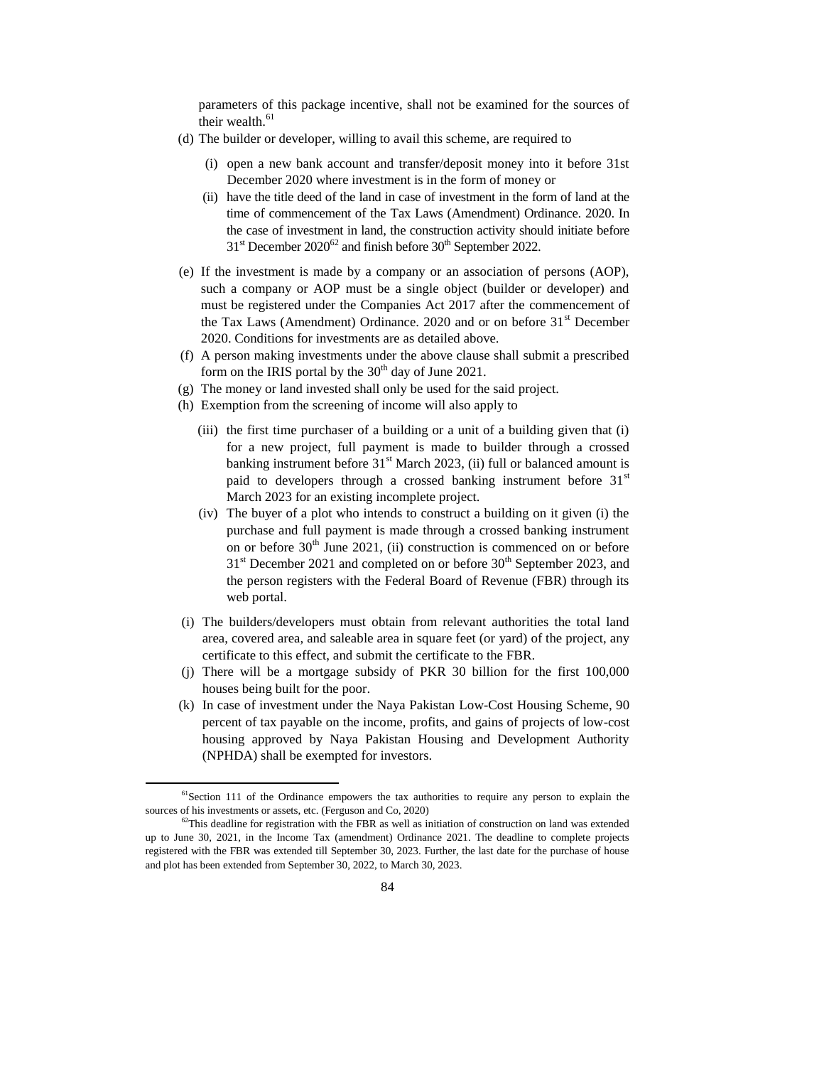parameters of this package incentive, shall not be examined for the sources of their wealth.[61]

(d) The builder or developer, willing to avail this scheme, are required to

   (i) open a new bank account and transfer/deposit money into it before 31st December 2020 where investment is in the form of money or

   (ii) have the title deed of the land in case of investment in the form of land at the time of commencement of the Tax Laws (Amendment) Ordinance. 2020. In the case of investment in land, the construction activity should initiate before 31st December 2020[62] and finish before 30th September 2022.

(e) If the investment is made by a company or an association of persons (AOP), such a company or AOP must be a single object (builder or developer) and must be registered under the Companies Act 2017 after the commencement of the Tax Laws (Amendment) Ordinance. 2020 and or on before 31st December 2020. Conditions for investments are as detailed above.

(f) A person making investments under the above clause shall submit a prescribed form on the IRIS portal by the 30th day of June 2021.

(g) The money or land invested shall only be used for the said project.

(h) Exemption from the screening of income will also apply to

   (iii) the first time purchaser of a building or a unit of a building given that (i) for a new project, full payment is made to builder through a crossed banking instrument before 31st March 2023, (ii) full or balanced amount is paid to developers through a crossed banking instrument before 31st March 2023 for an existing incomplete project.

   (iv) The buyer of a plot who intends to construct a building on it given (i) the purchase and full payment is made through a crossed banking instrument on or before 30th June 2021, (ii) construction is commenced on or before 31st December 2021 and completed on or before 30th September 2023, and the person registers with the Federal Board of Revenue (FBR) through its web portal.

(i) The builders/developers must obtain from relevant authorities the total land area, covered area, and saleable area in square feet (or yard) of the project, any certificate to this effect, and submit the certificate to the FBR.

(j) There will be a mortgage subsidy of PKR 30 billion for the first 100,000 houses being built for the poor.

(k) In case of investment under the Naya Pakistan Low-Cost Housing Scheme, 90 percent of tax payable on the income, profits, and gains of projects of low-cost housing approved by Naya Pakistan Housing and Development Authority (NPHDA) shall be exempted for investors.

---

[61] Section 111 of the Ordinance empowers the tax authorities to require any person to explain the sources of his investments or assets, etc. (Ferguson and Co, 2020)

[62] This deadline for registration with the FBR as well as initiation of construction on land was extended up to June 30, 2021, in the Income Tax (amendment) Ordinance 2021. The deadline to complete projects registered with the FBR was extended till September 30, 2023. Further, the last date for the purchase of house and plot has been extended from September 30, 2022, to March 30, 2023.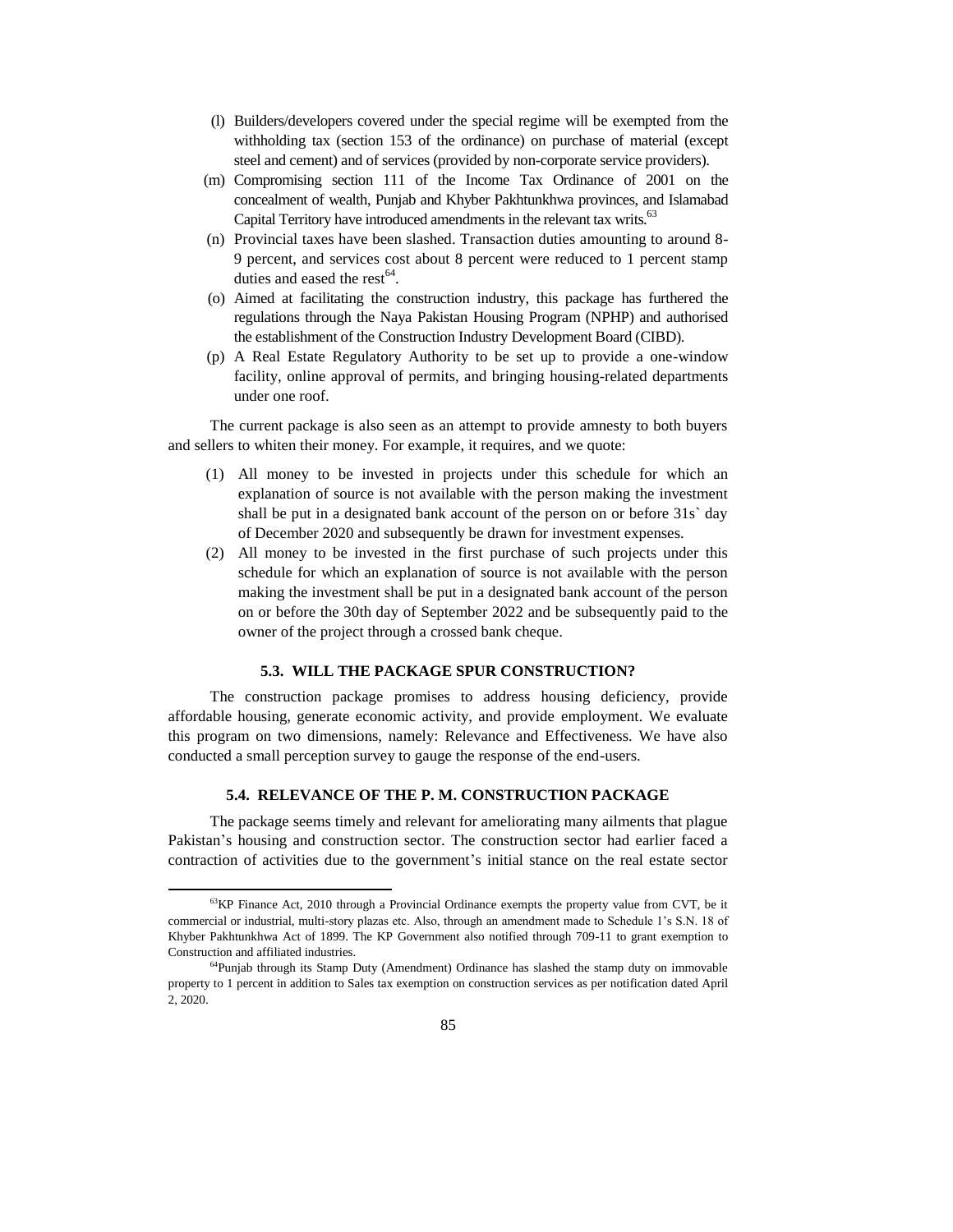- (l) Builders/developers covered under the special regime will be exempted from the withholding tax (section 153 of the ordinance) on purchase of material (except steel and cement) and of services (provided by non-corporate service providers).
- (m) Compromising section 111 of the Income Tax Ordinance of 2001 on the concealment of wealth, Punjab and Khyber Pakhtunkhwa provinces, and Islamabad Capital Territory have introduced amendments in the relevant tax writs.[63]
- (n) Provincial taxes have been slashed. Transaction duties amounting to around 8-9 percent, and services cost about 8 percent were reduced to 1 percent stamp duties and eased the rest[64].
- (o) Aimed at facilitating the construction industry, this package has furthered the regulations through the Naya Pakistan Housing Program (NPHP) and authorised the establishment of the Construction Industry Development Board (CIBD).
- (p) A Real Estate Regulatory Authority to be set up to provide a one-window facility, online approval of permits, and bringing housing-related departments under one roof.

The current package is also seen as an attempt to provide amnesty to both buyers and sellers to whiten their money. For example, it requires, and we quote:

1. All money to be invested in projects under this schedule for which an explanation of source is not available with the person making the investment shall be put in a designated bank account of the person on or before 31s` day of December 2020 and subsequently be drawn for investment expenses.
2. All money to be invested in the first purchase of such projects under this schedule for which an explanation of source is not available with the person making the investment shall be put in a designated bank account of the person on or before the 30th day of September 2022 and be subsequently paid to the owner of the project through a crossed bank cheque.

### 5.3. WILL THE PACKAGE SPUR CONSTRUCTION?

The construction package promises to address housing deficiency, provide affordable housing, generate economic activity, and provide employment. We evaluate this program on two dimensions, namely: Relevance and Effectiveness. We have also conducted a small perception survey to gauge the response of the end-users.

### 5.4. RELEVANCE OF THE P. M. CONSTRUCTION PACKAGE

The package seems timely and relevant for ameliorating many ailments that plague Pakistan's housing and construction sector. The construction sector had earlier faced a contraction of activities due to the government's initial stance on the real estate sector

---

[63] KP Finance Act, 2010 through a Provincial Ordinance exempts the property value from CVT, be it commercial or industrial, multi-story plazas etc. Also, through an amendment made to Schedule 1's S.N. 18 of Khyber Pakhtunkhwa Act of 1899. The KP Government also notified through 709-11 to grant exemption to Construction and affiliated industries.

[64] Punjab through its Stamp Duty (Amendment) Ordinance has slashed the stamp duty on immovable property to 1 percent in addition to Sales tax exemption on construction services as per notification dated April 2, 2020.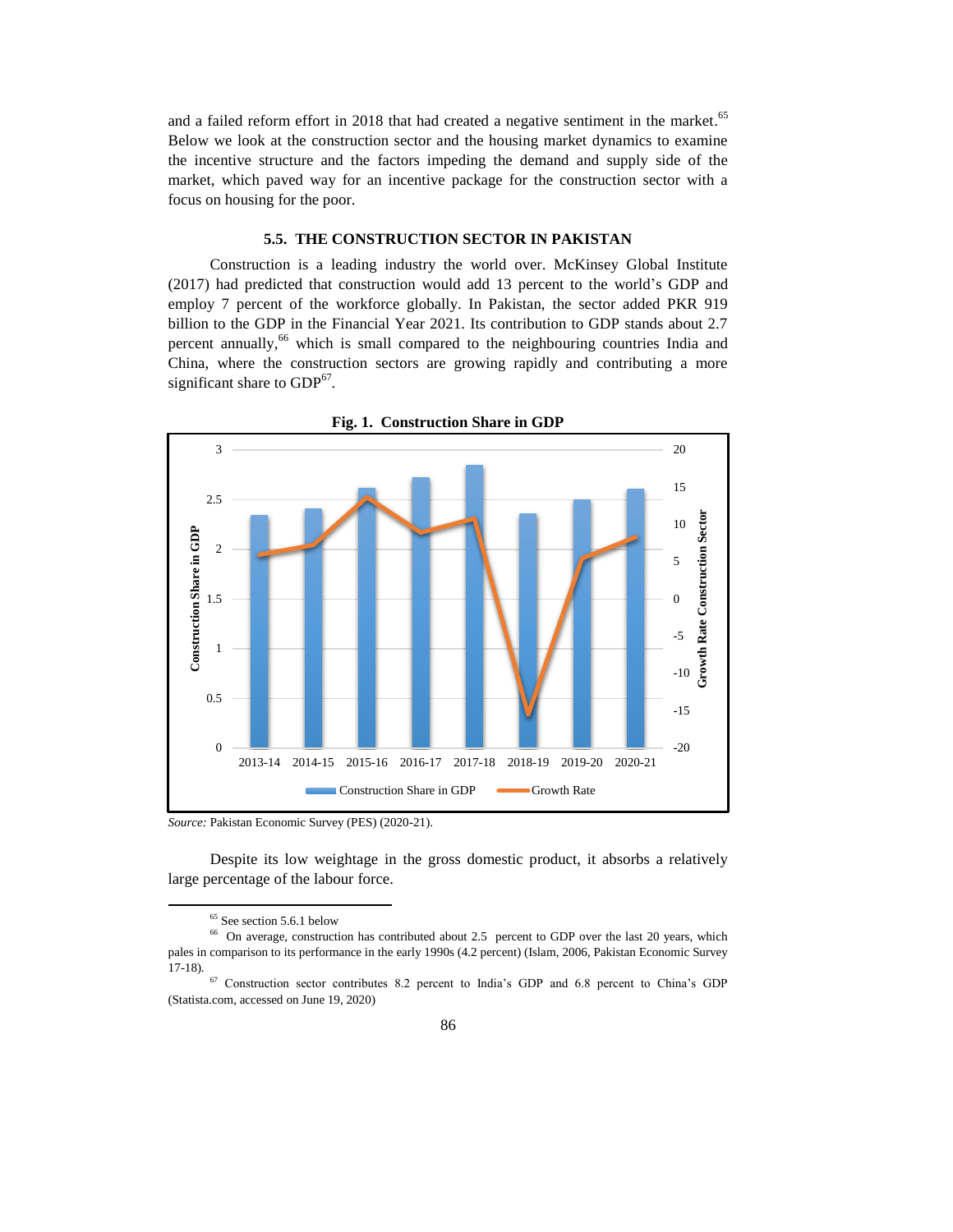and a failed reform effort in 2018 that had created a negative sentiment in the market.[65] Below we look at the construction sector and the housing market dynamics to examine the incentive structure and the factors impeding the demand and supply side of the market, which paved way for an incentive package for the construction sector with a focus on housing for the poor.

### 5.5. THE CONSTRUCTION SECTOR IN PAKISTAN

Construction is a leading industry the world over. McKinsey Global Institute (2017) had predicted that construction would add 13 percent to the world's GDP and employ 7 percent of the workforce globally. In Pakistan, the sector added PKR 919 billion to the GDP in the Financial Year 2021. Its contribution to GDP stands about 2.7 percent annually,[66] which is small compared to the neighbouring countries India and China, where the construction sectors are growing rapidly and contributing a more significant share to GDP[67].

**Fig. 1. Construction Share in GDP**

*Source:* Pakistan Economic Survey (PES) (2020-21).

Despite its low weightage in the gross domestic product, it absorbs a relatively large percentage of the labour force.

---

[65] See section 5.6.1 below

[66] On average, construction has contributed about 2.5 percent to GDP over the last 20 years, which pales in comparison to its performance in the early 1990s (4.2 percent) (Islam, 2006, Pakistan Economic Survey 17-18).

[67] Construction sector contributes 8.2 percent to India's GDP and 6.8 percent to China's GDP (Statista.com, accessed on June 19, 2020)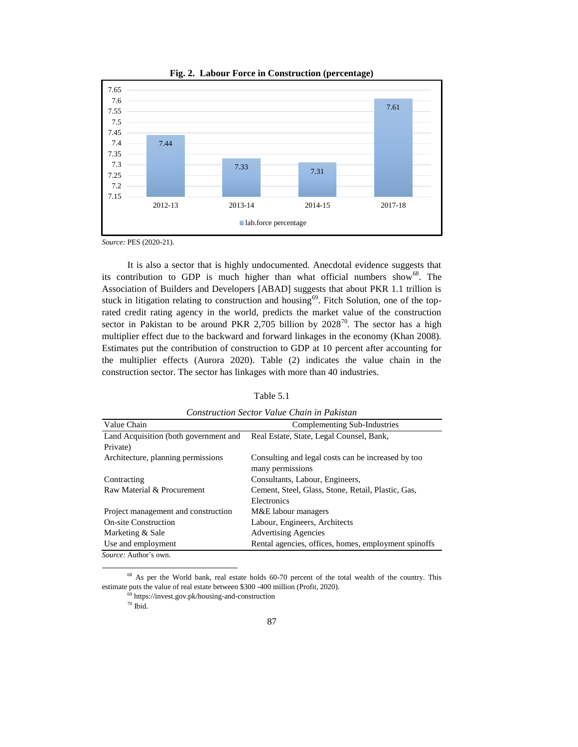**Fig. 2. Labour Force in Construction (percentage)**

| | 2012-13 | 2013-14 | 2014-15 | 2017-18 |
|---|---|---|---|---|
| lab.force percentage | 7.44 | 7.33 | 7.31 | 7.61 |

*Source:* PES (2020-21).

It is also a sector that is highly undocumented. Anecdotal evidence suggests that its contribution to GDP is much higher than what official numbers show[68]. The Association of Builders and Developers [ABAD] suggests that about PKR 1.1 trillion is stuck in litigation relating to construction and housing[69]. Fitch Solution, one of the top-rated credit rating agency in the world, predicts the market value of the construction sector in Pakistan to be around PKR 2,705 billion by 2028[70]. The sector has a high multiplier effect due to the backward and forward linkages in the economy (Khan 2008). Estimates put the contribution of construction to GDP at 10 percent after accounting for the multiplier effects (Aurora 2020). Table (2) indicates the value chain in the construction sector. The sector has linkages with more than 40 industries.

Table 5.1

*Construction Sector Value Chain in Pakistan*

| Value Chain | Complementing Sub-Industries |
|---|---|
| Land Acquisition (both government and Private) | Real Estate, State, Legal Counsel, Bank, |
| Architecture, planning permissions | Consulting and legal costs can be increased by too many permissions |
| Contracting | Consultants, Labour, Engineers, |
| Raw Material & Procurement | Cement, Steel, Glass, Stone, Retail, Plastic, Gas, Electronics |
| Project management and construction | M&E labour managers |
| On-site Construction | Labour, Engineers, Architects |
| Marketing & Sale | Advertising Agencies |
| Use and employment | Rental agencies, offices, homes, employment spinoffs |

*Source:* Author's own.

---

[68] As per the World bank, real estate holds 60-70 percent of the total wealth of the country. This estimate puts the value of real estate between $300 -400 million (Profit, 2020).

[69] https://invest.gov.pk/housing-and-construction

[70] Ibid.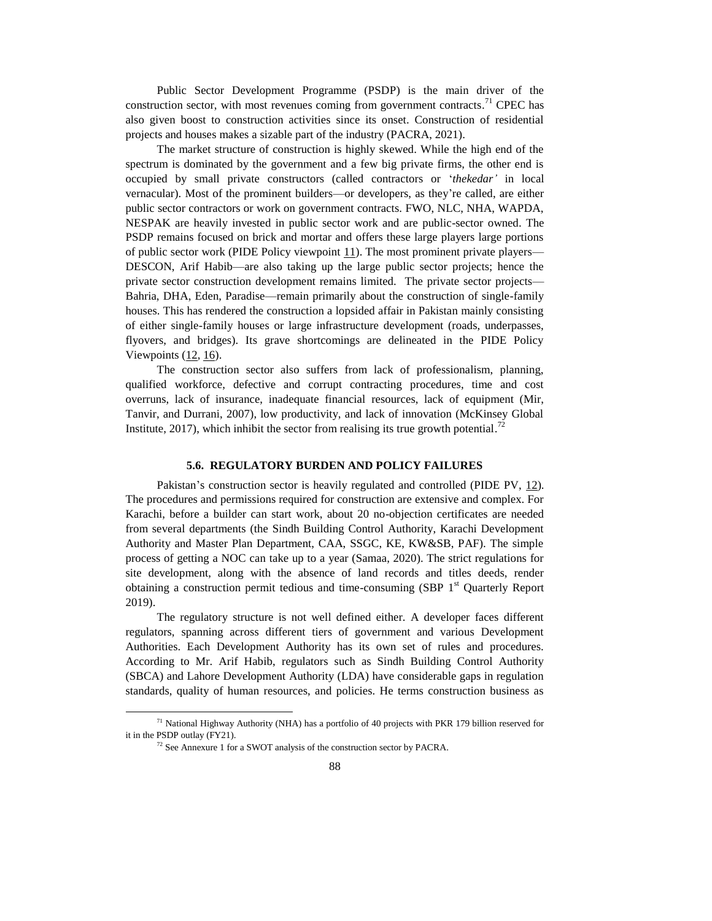Public Sector Development Programme (PSDP) is the main driver of the construction sector, with most revenues coming from government contracts.[71] CPEC has also given boost to construction activities since its onset. Construction of residential projects and houses makes a sizable part of the industry (PACRA, 2021).

The market structure of construction is highly skewed. While the high end of the spectrum is dominated by the government and a few big private firms, the other end is occupied by small private constructors (called contractors or '*thekedar'* in local vernacular). Most of the prominent builders—or developers, as they're called, are either public sector contractors or work on government contracts. FWO, NLC, NHA, WAPDA, NESPAK are heavily invested in public sector work and are public-sector owned. The PSDP remains focused on brick and mortar and offers these large players large portions of public sector work (PIDE Policy viewpoint 11). The most prominent private players—DESCON, Arif Habib—are also taking up the large public sector projects; hence the private sector construction development remains limited. The private sector projects—Bahria, DHA, Eden, Paradise—remain primarily about the construction of single-family houses. This has rendered the construction a lopsided affair in Pakistan mainly consisting of either single-family houses or large infrastructure development (roads, underpasses, flyovers, and bridges). Its grave shortcomings are delineated in the PIDE Policy Viewpoints (12, 16).

The construction sector also suffers from lack of professionalism, planning, qualified workforce, defective and corrupt contracting procedures, time and cost overruns, lack of insurance, inadequate financial resources, lack of equipment (Mir, Tanvir, and Durrani, 2007), low productivity, and lack of innovation (McKinsey Global Institute, 2017), which inhibit the sector from realising its true growth potential.[72]

### 5.6. REGULATORY BURDEN AND POLICY FAILURES

Pakistan's construction sector is heavily regulated and controlled (PIDE PV, 12). The procedures and permissions required for construction are extensive and complex. For Karachi, before a builder can start work, about 20 no-objection certificates are needed from several departments (the Sindh Building Control Authority, Karachi Development Authority and Master Plan Department, CAA, SSGC, KE, KW&SB, PAF). The simple process of getting a NOC can take up to a year (Samaa, 2020). The strict regulations for site development, along with the absence of land records and titles deeds, render obtaining a construction permit tedious and time-consuming (SBP 1st Quarterly Report 2019).

The regulatory structure is not well defined either. A developer faces different regulators, spanning across different tiers of government and various Development Authorities. Each Development Authority has its own set of rules and procedures. According to Mr. Arif Habib, regulators such as Sindh Building Control Authority (SBCA) and Lahore Development Authority (LDA) have considerable gaps in regulation standards, quality of human resources, and policies. He terms construction business as

---

[71] National Highway Authority (NHA) has a portfolio of 40 projects with PKR 179 billion reserved for it in the PSDP outlay (FY21).

[72] See Annexure 1 for a SWOT analysis of the construction sector by PACRA.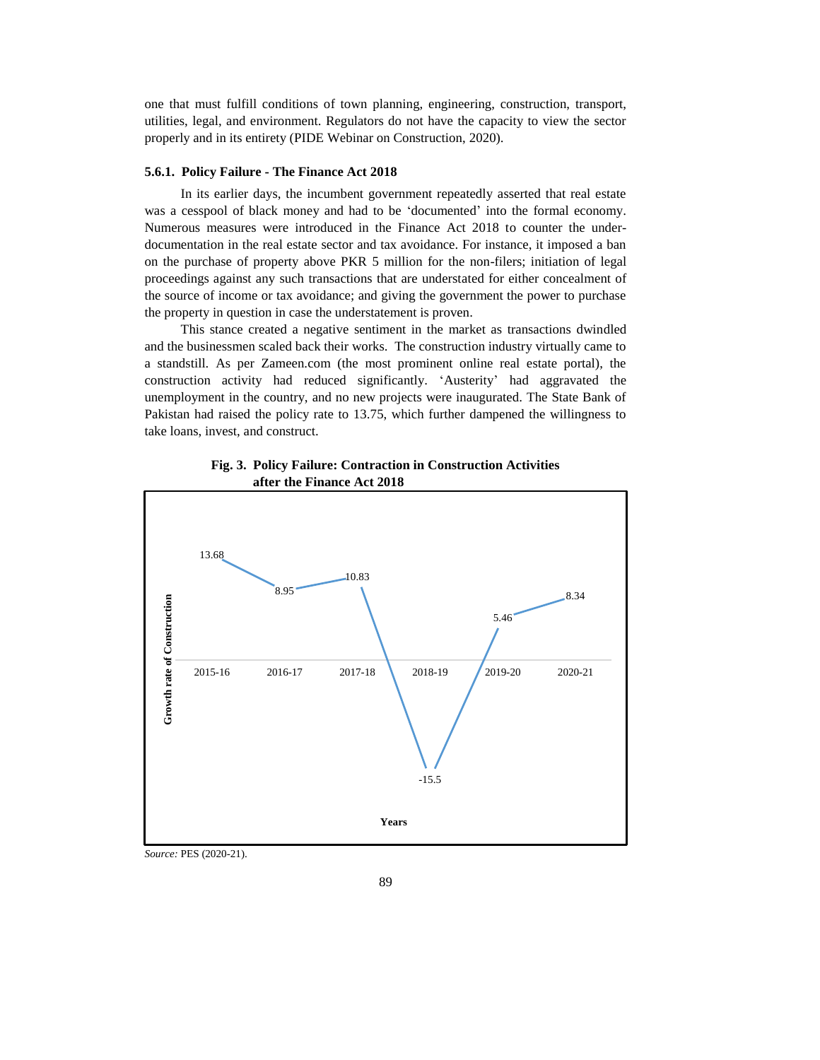one that must fulfill conditions of town planning, engineering, construction, transport, utilities, legal, and environment. Regulators do not have the capacity to view the sector properly and in its entirety (PIDE Webinar on Construction, 2020).

### 5.6.1. Policy Failure - The Finance Act 2018

In its earlier days, the incumbent government repeatedly asserted that real estate was a cesspool of black money and had to be 'documented' into the formal economy. Numerous measures were introduced in the Finance Act 2018 to counter the under-documentation in the real estate sector and tax avoidance. For instance, it imposed a ban on the purchase of property above PKR 5 million for the non-filers; initiation of legal proceedings against any such transactions that are understated for either concealment of the source of income or tax avoidance; and giving the government the power to purchase the property in question in case the understatement is proven.

This stance created a negative sentiment in the market as transactions dwindled and the businessmen scaled back their works. The construction industry virtually came to a standstill. As per Zameen.com (the most prominent online real estate portal), the construction activity had reduced significantly. 'Austerity' had aggravated the unemployment in the country, and no new projects were inaugurated. The State Bank of Pakistan had raised the policy rate to 13.75, which further dampened the willingness to take loans, invest, and construct.

**Fig. 3. Policy Failure: Contraction in Construction Activities after the Finance Act 2018**

| Years | Growth rate of Construction |
|---|---|
| 2015-16 | 13.68 |
| 2016-17 | 8.95 |
| 2017-18 | 10.83 |
| 2018-19 | -15.5 |
| 2019-20 | 5.46 |
| 2020-21 | 8.34 |

*Source:* PES (2020-21).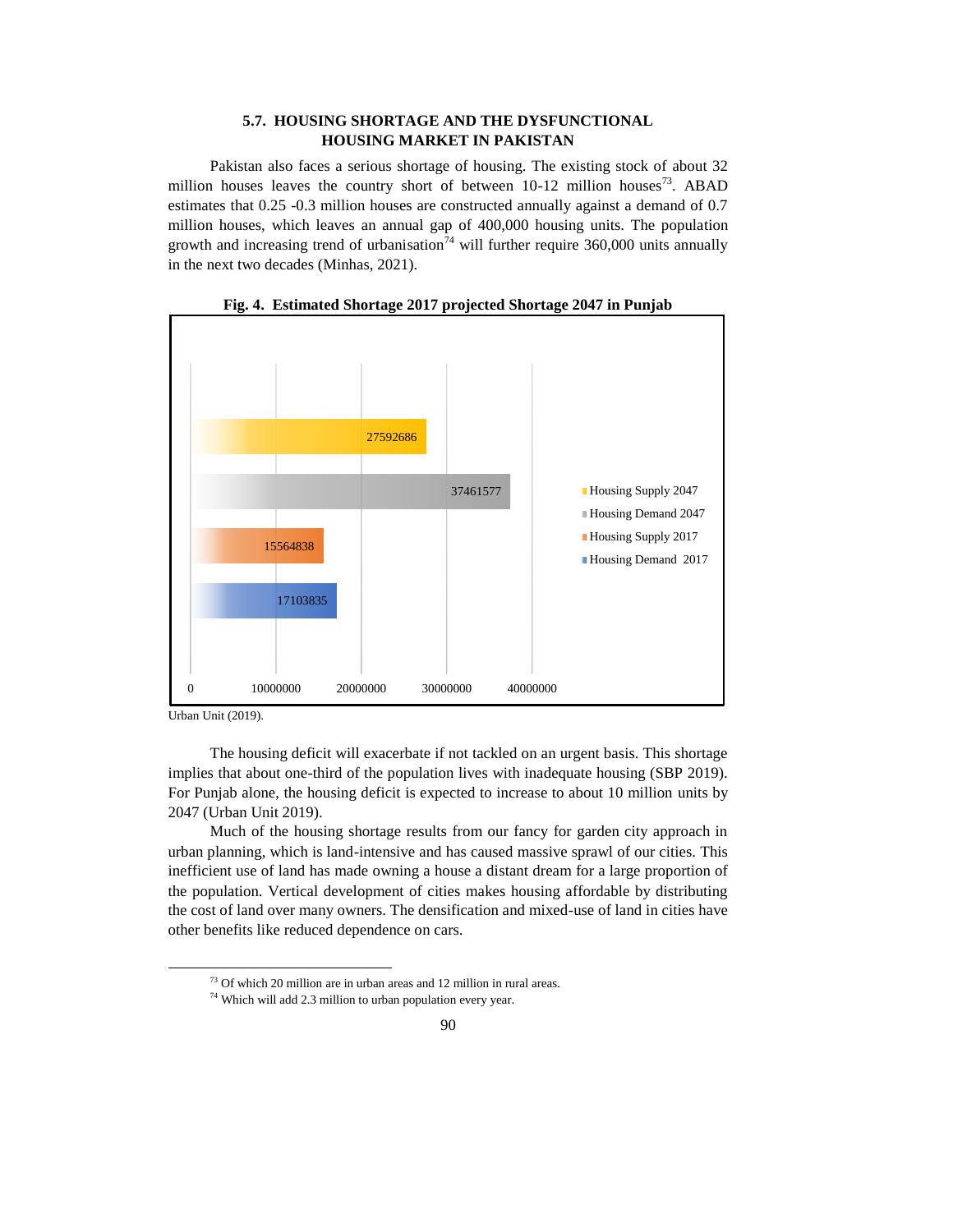### 5.7. HOUSING SHORTAGE AND THE DYSFUNCTIONAL HOUSING MARKET IN PAKISTAN

Pakistan also faces a serious shortage of housing. The existing stock of about 32 million houses leaves the country short of between 10-12 million houses[73]. ABAD estimates that 0.25 -0.3 million houses are constructed annually against a demand of 0.7 million houses, which leaves an annual gap of 400,000 housing units. The population growth and increasing trend of urbanisation[74] will further require 360,000 units annually in the next two decades (Minhas, 2021).

**Fig. 4. Estimated Shortage 2017 projected Shortage 2047 in Punjab**

| Category | Value |
|---|---|
| Housing Supply 2047 | 27592686 |
| Housing Demand 2047 | 37461577 |
| Housing Supply 2017 | 15564838 |
| Housing Demand 2017 | 17103835 |

Urban Unit (2019).

The housing deficit will exacerbate if not tackled on an urgent basis. This shortage implies that about one-third of the population lives with inadequate housing (SBP 2019). For Punjab alone, the housing deficit is expected to increase to about 10 million units by 2047 (Urban Unit 2019).

Much of the housing shortage results from our fancy for garden city approach in urban planning, which is land-intensive and has caused massive sprawl of our cities. This inefficient use of land has made owning a house a distant dream for a large proportion of the population. Vertical development of cities makes housing affordable by distributing the cost of land over many owners. The densification and mixed-use of land in cities have other benefits like reduced dependence on cars.

---

[73] Of which 20 million are in urban areas and 12 million in rural areas.

[74] Which will add 2.3 million to urban population every year.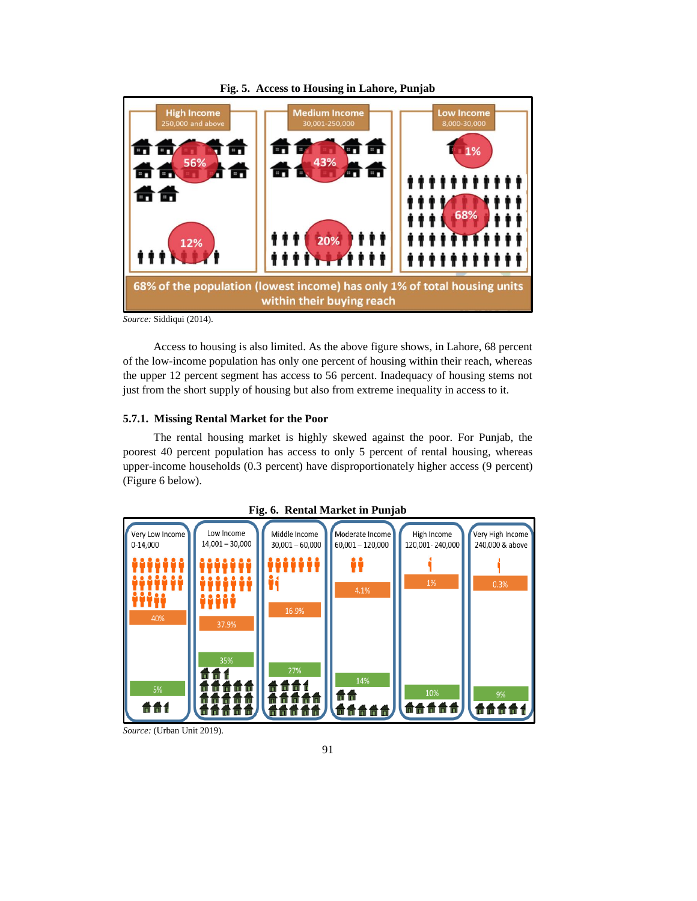**Fig. 5. Access to Housing in Lahore, Punjab**

*Source:* Siddiqui (2014).

Access to housing is also limited. As the above figure shows, in Lahore, 68 percent of the low-income population has only one percent of housing within their reach, whereas the upper 12 percent segment has access to 56 percent. Inadequacy of housing stems not just from the short supply of housing but also from extreme inequality in access to it.

### 5.7.1. Missing Rental Market for the Poor

The rental housing market is highly skewed against the poor. For Punjab, the poorest 40 percent population has access to only 5 percent of rental housing, whereas upper-income households (0.3 percent) have disproportionately higher access (9 percent) (Figure 6 below).

**Fig. 6. Rental Market in Punjab**

*Source:* (Urban Unit 2019).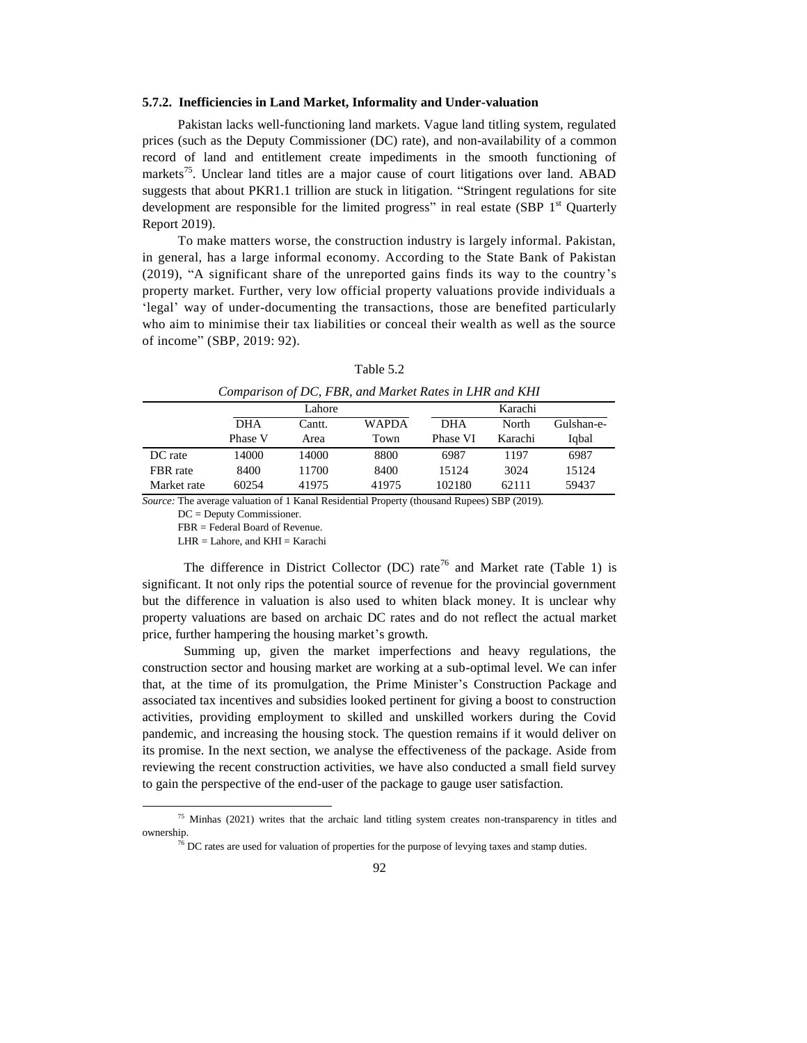### 5.7.2. Inefficiencies in Land Market, Informality and Under-valuation

Pakistan lacks well-functioning land markets. Vague land titling system, regulated prices (such as the Deputy Commissioner (DC) rate), and non-availability of a common record of land and entitlement create impediments in the smooth functioning of markets[75]. Unclear land titles are a major cause of court litigations over land. ABAD suggests that about PKR1.1 trillion are stuck in litigation. "Stringent regulations for site development are responsible for the limited progress" in real estate (SBP 1st Quarterly Report 2019).

To make matters worse, the construction industry is largely informal. Pakistan, in general, has a large informal economy. According to the State Bank of Pakistan (2019), "A significant share of the unreported gains finds its way to the country's property market. Further, very low official property valuations provide individuals a 'legal' way of under-documenting the transactions, those are benefited particularly who aim to minimise their tax liabilities or conceal their wealth as well as the source of income" (SBP, 2019: 92).

Table 5.2

*Comparison of DC, FBR, and Market Rates in LHR and KHI*

| | Lahore | | | Karachi | | |
|---|---|---|---|---|---|---|
| | DHA Phase V | Cantt. Area | WAPDA Town | DHA Phase VI | North Karachi | Gulshan-e-Iqbal |
| DC rate | 14000 | 14000 | 8800 | 6987 | 1197 | 6987 |
| FBR rate | 8400 | 11700 | 8400 | 15124 | 3024 | 15124 |
| Market rate | 60254 | 41975 | 41975 | 102180 | 62111 | 59437 |

*Source:* The average valuation of 1 Kanal Residential Property (thousand Rupees) SBP (2019).

DC = Deputy Commissioner.

FBR = Federal Board of Revenue.

LHR = Lahore, and KHI = Karachi

The difference in District Collector (DC) rate[76] and Market rate (Table 1) is significant. It not only rips the potential source of revenue for the provincial government but the difference in valuation is also used to whiten black money. It is unclear why property valuations are based on archaic DC rates and do not reflect the actual market price, further hampering the housing market's growth.

Summing up, given the market imperfections and heavy regulations, the construction sector and housing market are working at a sub-optimal level. We can infer that, at the time of its promulgation, the Prime Minister's Construction Package and associated tax incentives and subsidies looked pertinent for giving a boost to construction activities, providing employment to skilled and unskilled workers during the Covid pandemic, and increasing the housing stock. The question remains if it would deliver on its promise. In the next section, we analyse the effectiveness of the package. Aside from reviewing the recent construction activities, we have also conducted a small field survey to gain the perspective of the end-user of the package to gauge user satisfaction.

[75] Minhas (2021) writes that the archaic land titling system creates non-transparency in titles and ownership.

[76] DC rates are used for valuation of properties for the purpose of levying taxes and stamp duties.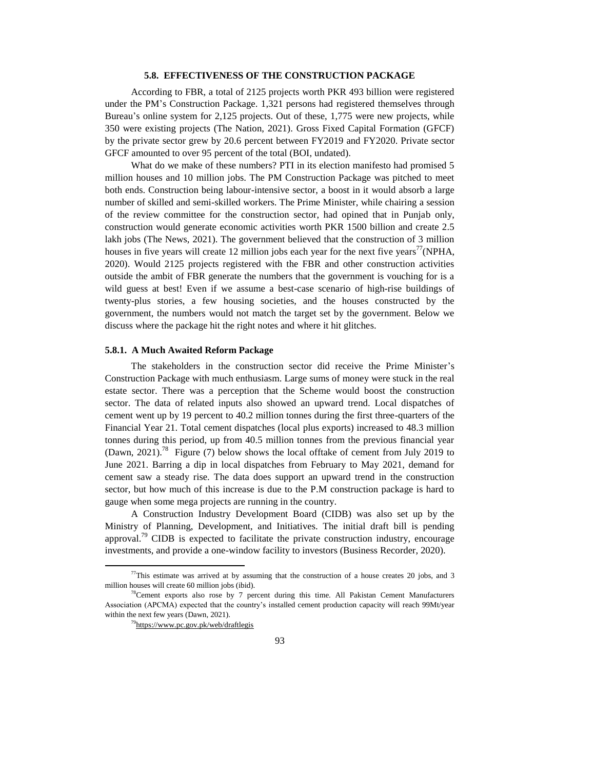### 5.8. EFFECTIVENESS OF THE CONSTRUCTION PACKAGE

According to FBR, a total of 2125 projects worth PKR 493 billion were registered under the PM's Construction Package. 1,321 persons had registered themselves through Bureau's online system for 2,125 projects. Out of these, 1,775 were new projects, while 350 were existing projects (The Nation, 2021). Gross Fixed Capital Formation (GFCF) by the private sector grew by 20.6 percent between FY2019 and FY2020. Private sector GFCF amounted to over 95 percent of the total (BOI, undated).

What do we make of these numbers? PTI in its election manifesto had promised 5 million houses and 10 million jobs. The PM Construction Package was pitched to meet both ends. Construction being labour-intensive sector, a boost in it would absorb a large number of skilled and semi-skilled workers. The Prime Minister, while chairing a session of the review committee for the construction sector, had opined that in Punjab only, construction would generate economic activities worth PKR 1500 billion and create 2.5 lakh jobs (The News, 2021). The government believed that the construction of 3 million houses in five years will create 12 million jobs each year for the next five years[77](NPHA, 2020). Would 2125 projects registered with the FBR and other construction activities outside the ambit of FBR generate the numbers that the government is vouching for is a wild guess at best! Even if we assume a best-case scenario of high-rise buildings of twenty-plus stories, a few housing societies, and the houses constructed by the government, the numbers would not match the target set by the government. Below we discuss where the package hit the right notes and where it hit glitches.

#### 5.8.1. A Much Awaited Reform Package

The stakeholders in the construction sector did receive the Prime Minister's Construction Package with much enthusiasm. Large sums of money were stuck in the real estate sector. There was a perception that the Scheme would boost the construction sector. The data of related inputs also showed an upward trend. Local dispatches of cement went up by 19 percent to 40.2 million tonnes during the first three-quarters of the Financial Year 21. Total cement dispatches (local plus exports) increased to 48.3 million tonnes during this period, up from 40.5 million tonnes from the previous financial year (Dawn, 2021).[78] Figure (7) below shows the local offtake of cement from July 2019 to June 2021. Barring a dip in local dispatches from February to May 2021, demand for cement saw a steady rise. The data does support an upward trend in the construction sector, but how much of this increase is due to the P.M construction package is hard to gauge when some mega projects are running in the country.

A Construction Industry Development Board (CIDB) was also set up by the Ministry of Planning, Development, and Initiatives. The initial draft bill is pending approval.[79] CIDB is expected to facilitate the private construction industry, encourage investments, and provide a one-window facility to investors (Business Recorder, 2020).

---

[77] This estimate was arrived at by assuming that the construction of a house creates 20 jobs, and 3 million houses will create 60 million jobs (ibid).

[78] Cement exports also rose by 7 percent during this time. All Pakistan Cement Manufacturers Association (APCMA) expected that the country's installed cement production capacity will reach 99Mt/year within the next few years (Dawn, 2021).

[79] https://www.pc.gov.pk/web/draftlegis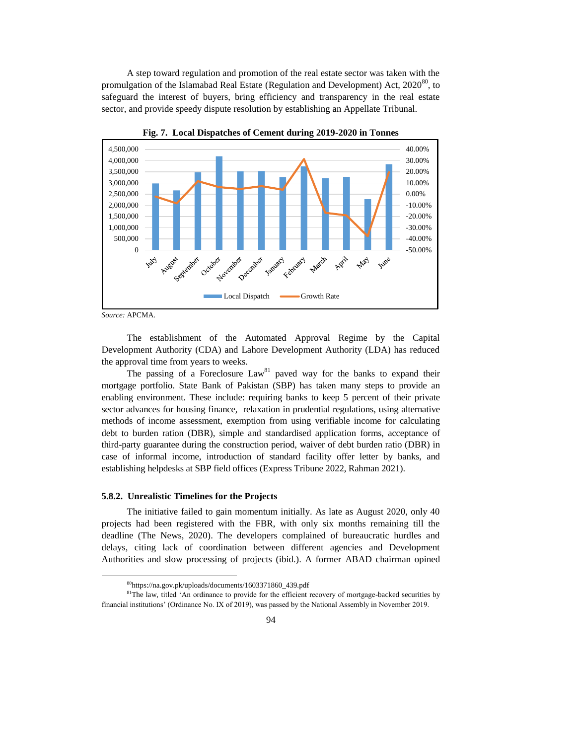A step toward regulation and promotion of the real estate sector was taken with the promulgation of the Islamabad Real Estate (Regulation and Development) Act, 2020[80], to safeguard the interest of buyers, bring efficiency and transparency in the real estate sector, and provide speedy dispute resolution by establishing an Appellate Tribunal.

**Fig. 7. Local Dispatches of Cement during 2019-2020 in Tonnes**

*Source:* APCMA.

The establishment of the Automated Approval Regime by the Capital Development Authority (CDA) and Lahore Development Authority (LDA) has reduced the approval time from years to weeks.

The passing of a Foreclosure Law[81] paved way for the banks to expand their mortgage portfolio. State Bank of Pakistan (SBP) has taken many steps to provide an enabling environment. These include: requiring banks to keep 5 percent of their private sector advances for housing finance, relaxation in prudential regulations, using alternative methods of income assessment, exemption from using verifiable income for calculating debt to burden ration (DBR), simple and standardised application forms, acceptance of third-party guarantee during the construction period, waiver of debt burden ratio (DBR) in case of informal income, introduction of standard facility offer letter by banks, and establishing helpdesks at SBP field offices (Express Tribune 2022, Rahman 2021).

### 5.8.2. Unrealistic Timelines for the Projects

The initiative failed to gain momentum initially. As late as August 2020, only 40 projects had been registered with the FBR, with only six months remaining till the deadline (The News, 2020). The developers complained of bureaucratic hurdles and delays, citing lack of coordination between different agencies and Development Authorities and slow processing of projects (ibid.). A former ABAD chairman opined

---

[80] https://na.gov.pk/uploads/documents/1603371860_439.pdf

[81] The law, titled 'An ordinance to provide for the efficient recovery of mortgage-backed securities by financial institutions' (Ordinance No. IX of 2019), was passed by the National Assembly in November 2019.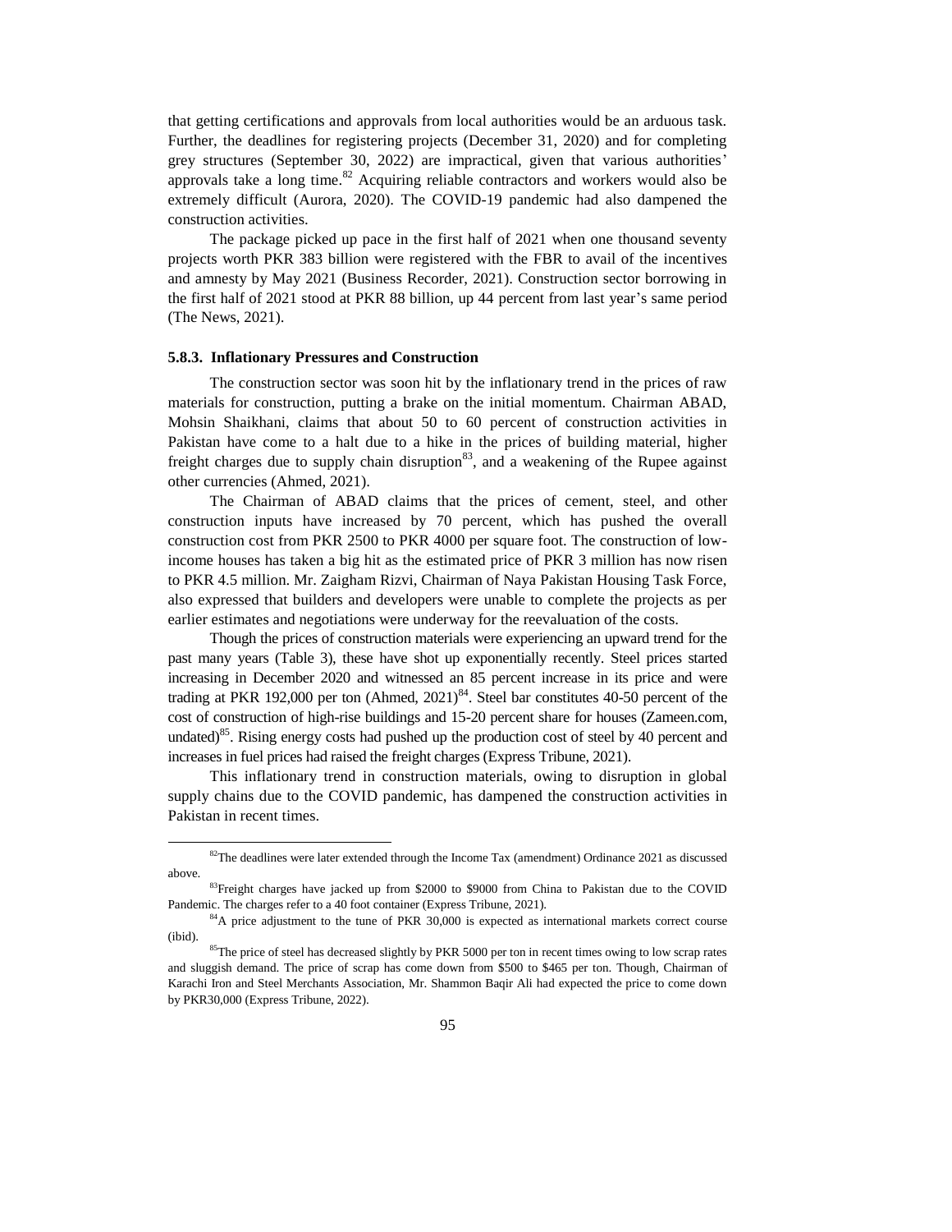that getting certifications and approvals from local authorities would be an arduous task. Further, the deadlines for registering projects (December 31, 2020) and for completing grey structures (September 30, 2022) are impractical, given that various authorities' approvals take a long time.[82] Acquiring reliable contractors and workers would also be extremely difficult (Aurora, 2020). The COVID-19 pandemic had also dampened the construction activities.

The package picked up pace in the first half of 2021 when one thousand seventy projects worth PKR 383 billion were registered with the FBR to avail of the incentives and amnesty by May 2021 (Business Recorder, 2021). Construction sector borrowing in the first half of 2021 stood at PKR 88 billion, up 44 percent from last year's same period (The News, 2021).

#### 5.8.3. Inflationary Pressures and Construction

The construction sector was soon hit by the inflationary trend in the prices of raw materials for construction, putting a brake on the initial momentum. Chairman ABAD, Mohsin Shaikhani, claims that about 50 to 60 percent of construction activities in Pakistan have come to a halt due to a hike in the prices of building material, higher freight charges due to supply chain disruption[83], and a weakening of the Rupee against other currencies (Ahmed, 2021).

The Chairman of ABAD claims that the prices of cement, steel, and other construction inputs have increased by 70 percent, which has pushed the overall construction cost from PKR 2500 to PKR 4000 per square foot. The construction of low-income houses has taken a big hit as the estimated price of PKR 3 million has now risen to PKR 4.5 million. Mr. Zaigham Rizvi, Chairman of Naya Pakistan Housing Task Force, also expressed that builders and developers were unable to complete the projects as per earlier estimates and negotiations were underway for the reevaluation of the costs.

Though the prices of construction materials were experiencing an upward trend for the past many years (Table 3), these have shot up exponentially recently. Steel prices started increasing in December 2020 and witnessed an 85 percent increase in its price and were trading at PKR 192,000 per ton (Ahmed, 2021)[84]. Steel bar constitutes 40-50 percent of the cost of construction of high-rise buildings and 15-20 percent share for houses (Zameen.com, undated)[85]. Rising energy costs had pushed up the production cost of steel by 40 percent and increases in fuel prices had raised the freight charges (Express Tribune, 2021).

This inflationary trend in construction materials, owing to disruption in global supply chains due to the COVID pandemic, has dampened the construction activities in Pakistan in recent times.

---

[82] The deadlines were later extended through the Income Tax (amendment) Ordinance 2021 as discussed above.

[83] Freight charges have jacked up from $2000 to $9000 from China to Pakistan due to the COVID Pandemic. The charges refer to a 40 foot container (Express Tribune, 2021).

[84] A price adjustment to the tune of PKR 30,000 is expected as international markets correct course (ibid).

[85] The price of steel has decreased slightly by PKR 5000 per ton in recent times owing to low scrap rates and sluggish demand. The price of scrap has come down from $500 to $465 per ton. Though, Chairman of Karachi Iron and Steel Merchants Association, Mr. Shammon Baqir Ali had expected the price to come down by PKR30,000 (Express Tribune, 2022).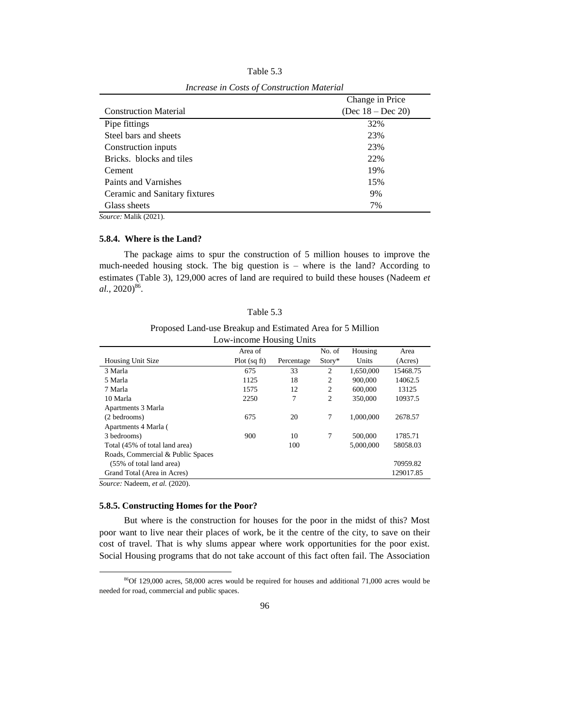Table 5.3

*Increase in Costs of Construction Material*

| Construction Material | Change in Price (Dec 18 – Dec 20) |
|---|---|
| Pipe fittings | 32% |
| Steel bars and sheets | 23% |
| Construction inputs | 23% |
| Bricks. blocks and tiles | 22% |
| Cement | 19% |
| Paints and Varnishes | 15% |
| Ceramic and Sanitary fixtures | 9% |
| Glass sheets | 7% |

*Source:* Malik (2021).

### 5.8.4. Where is the Land?

The package aims to spur the construction of 5 million houses to improve the much-needed housing stock. The big question is – where is the land? According to estimates (Table 3), 129,000 acres of land are required to build these houses (Nadeem *et al.*, 2020)[86].

Table 5.3

Proposed Land-use Breakup and Estimated Area for 5 Million Low-income Housing Units

| Housing Unit Size | Area of Plot (sq ft) | Percentage | No. of Story* | Housing Units | Area (Acres) |
|---|---|---|---|---|---|
| 3 Marla | 675 | 33 | 2 | 1,650,000 | 15468.75 |
| 5 Marla | 1125 | 18 | 2 | 900,000 | 14062.5 |
| 7 Marla | 1575 | 12 | 2 | 600,000 | 13125 |
| 10 Marla | 2250 | 7 | 2 | 350,000 | 10937.5 |
| Apartments 3 Marla (2 bedrooms) | 675 | 20 | 7 | 1,000,000 | 2678.57 |
| Apartments 4 Marla ( 3 bedrooms) | 900 | 10 | 7 | 500,000 | 1785.71 |
| Total (45% of total land area) | | 100 | | 5,000,000 | 58058.03 |
| Roads, Commercial & Public Spaces (55% of total land area) | | | | | 70959.82 |
| Grand Total (Area in Acres) | | | | | 129017.85 |

*Source:* Nadeem, *et al.* (2020).

### 5.8.5. Constructing Homes for the Poor?

But where is the construction for houses for the poor in the midst of this? Most poor want to live near their places of work, be it the centre of the city, to save on their cost of travel. That is why slums appear where work opportunities for the poor exist. Social Housing programs that do not take account of this fact often fail. The Association

[86]Of 129,000 acres, 58,000 acres would be required for houses and additional 71,000 acres would be needed for road, commercial and public spaces.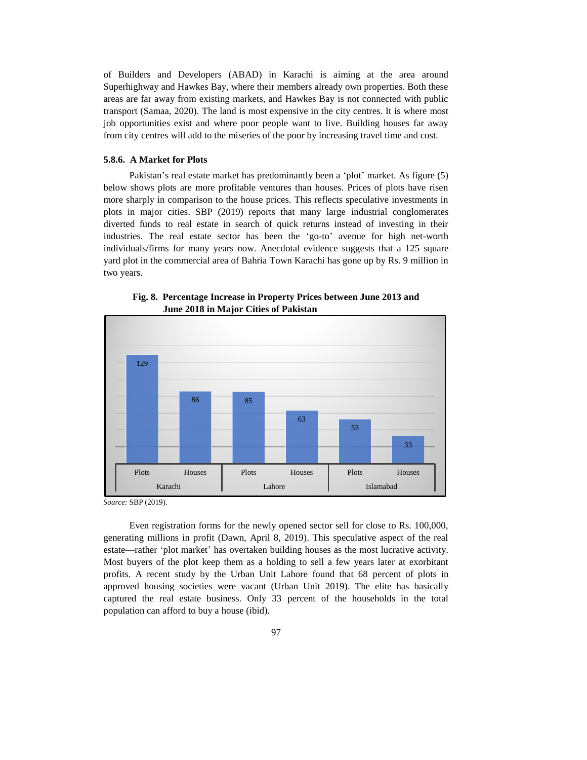of Builders and Developers (ABAD) in Karachi is aiming at the area around Superhighway and Hawkes Bay, where their members already own properties. Both these areas are far away from existing markets, and Hawkes Bay is not connected with public transport (Samaa, 2020). The land is most expensive in the city centres. It is where most job opportunities exist and where poor people want to live. Building houses far away from city centres will add to the miseries of the poor by increasing travel time and cost.

#### 5.8.6. A Market for Plots

Pakistan's real estate market has predominantly been a 'plot' market. As figure (5) below shows plots are more profitable ventures than houses. Prices of plots have risen more sharply in comparison to the house prices. This reflects speculative investments in plots in major cities. SBP (2019) reports that many large industrial conglomerates diverted funds to real estate in search of quick returns instead of investing in their industries. The real estate sector has been the 'go-to' avenue for high net-worth individuals/firms for many years now. Anecdotal evidence suggests that a 125 square yard plot in the commercial area of Bahria Town Karachi has gone up by Rs. 9 million in two years.

**Fig. 8. Percentage Increase in Property Prices between June 2013 and June 2018 in Major Cities of Pakistan**

| City | Plots | Houses |
|---|---|---|
| Karachi | 129 | 86 |
| Lahore | 85 | 63 |
| Islamabad | 53 | 33 |

*Source:* SBP (2019).

Even registration forms for the newly opened sector sell for close to Rs. 100,000, generating millions in profit (Dawn, April 8, 2019). This speculative aspect of the real estate—rather 'plot market' has overtaken building houses as the most lucrative activity. Most buyers of the plot keep them as a holding to sell a few years later at exorbitant profits. A recent study by the Urban Unit Lahore found that 68 percent of plots in approved housing societies were vacant (Urban Unit 2019). The elite has basically captured the real estate business. Only 33 percent of the households in the total population can afford to buy a house (ibid).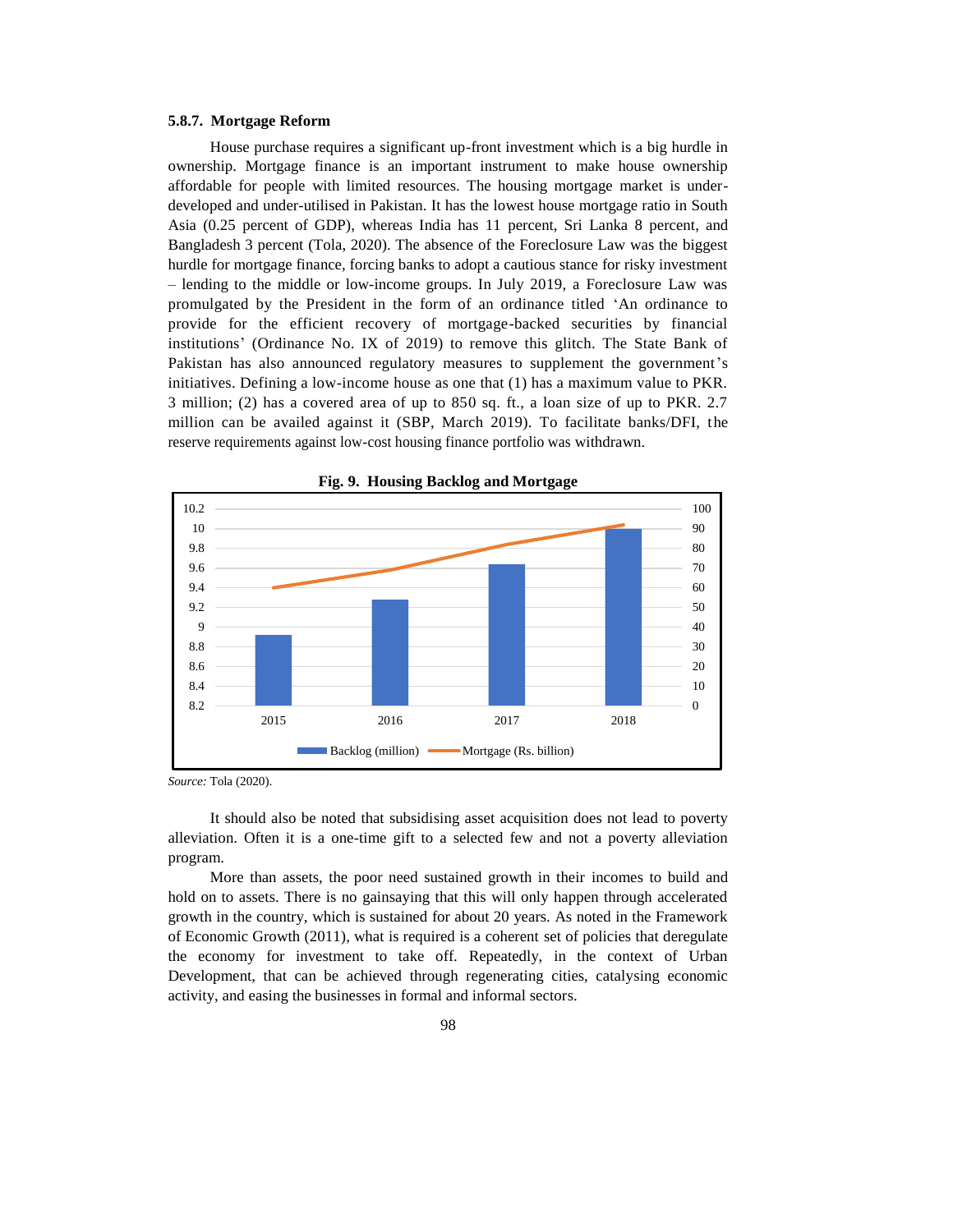### 5.8.7. Mortgage Reform

House purchase requires a significant up-front investment which is a big hurdle in ownership. Mortgage finance is an important instrument to make house ownership affordable for people with limited resources. The housing mortgage market is under-developed and under-utilised in Pakistan. It has the lowest house mortgage ratio in South Asia (0.25 percent of GDP), whereas India has 11 percent, Sri Lanka 8 percent, and Bangladesh 3 percent (Tola, 2020). The absence of the Foreclosure Law was the biggest hurdle for mortgage finance, forcing banks to adopt a cautious stance for risky investment – lending to the middle or low-income groups. In July 2019, a Foreclosure Law was promulgated by the President in the form of an ordinance titled 'An ordinance to provide for the efficient recovery of mortgage-backed securities by financial institutions' (Ordinance No. IX of 2019) to remove this glitch. The State Bank of Pakistan has also announced regulatory measures to supplement the government's initiatives. Defining a low-income house as one that (1) has a maximum value to PKR. 3 million; (2) has a covered area of up to 850 sq. ft., a loan size of up to PKR. 2.7 million can be availed against it (SBP, March 2019). To facilitate banks/DFI, the reserve requirements against low-cost housing finance portfolio was withdrawn.

**Fig. 9. Housing Backlog and Mortgage**

*Source:* Tola (2020).

It should also be noted that subsidising asset acquisition does not lead to poverty alleviation. Often it is a one-time gift to a selected few and not a poverty alleviation program.

More than assets, the poor need sustained growth in their incomes to build and hold on to assets. There is no gainsaying that this will only happen through accelerated growth in the country, which is sustained for about 20 years. As noted in the Framework of Economic Growth (2011), what is required is a coherent set of policies that deregulate the economy for investment to take off. Repeatedly, in the context of Urban Development, that can be achieved through regenerating cities, catalysing economic activity, and easing the businesses in formal and informal sectors.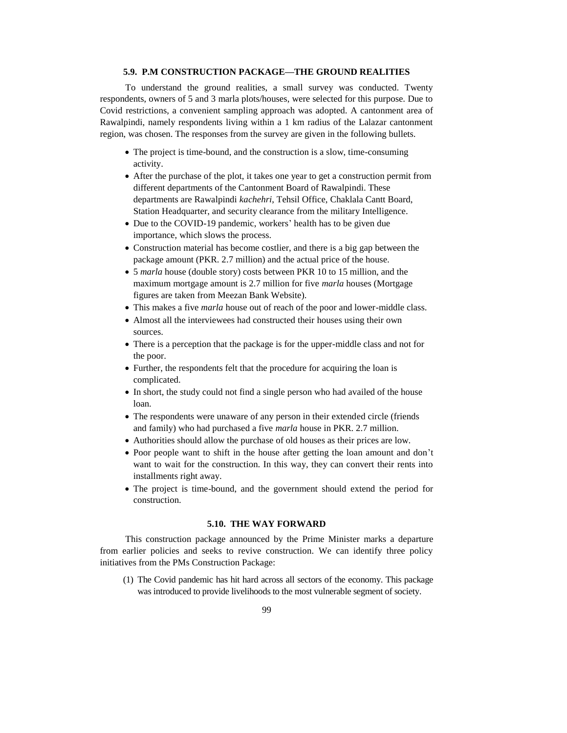### 5.9. P.M CONSTRUCTION PACKAGE—THE GROUND REALITIES

To understand the ground realities, a small survey was conducted. Twenty respondents, owners of 5 and 3 marla plots/houses, were selected for this purpose. Due to Covid restrictions, a convenient sampling approach was adopted. A cantonment area of Rawalpindi, namely respondents living within a 1 km radius of the Lalazar cantonment region, was chosen. The responses from the survey are given in the following bullets.

- The project is time-bound, and the construction is a slow, time-consuming activity.
- After the purchase of the plot, it takes one year to get a construction permit from different departments of the Cantonment Board of Rawalpindi. These departments are Rawalpindi *kachehri*, Tehsil Office, Chaklala Cantt Board, Station Headquarter, and security clearance from the military Intelligence.
- Due to the COVID-19 pandemic, workers' health has to be given due importance, which slows the process.
- Construction material has become costlier, and there is a big gap between the package amount (PKR. 2.7 million) and the actual price of the house.
- 5 *marla* house (double story) costs between PKR 10 to 15 million, and the maximum mortgage amount is 2.7 million for five *marla* houses (Mortgage figures are taken from Meezan Bank Website).
- This makes a five *marla* house out of reach of the poor and lower-middle class.
- Almost all the interviewees had constructed their houses using their own sources.
- There is a perception that the package is for the upper-middle class and not for the poor.
- Further, the respondents felt that the procedure for acquiring the loan is complicated.
- In short, the study could not find a single person who had availed of the house loan.
- The respondents were unaware of any person in their extended circle (friends and family) who had purchased a five *marla* house in PKR. 2.7 million.
- Authorities should allow the purchase of old houses as their prices are low.
- Poor people want to shift in the house after getting the loan amount and don't want to wait for the construction. In this way, they can convert their rents into installments right away.
- The project is time-bound, and the government should extend the period for construction.

### 5.10. THE WAY FORWARD

This construction package announced by the Prime Minister marks a departure from earlier policies and seeks to revive construction. We can identify three policy initiatives from the PMs Construction Package:

(1) The Covid pandemic has hit hard across all sectors of the economy. This package was introduced to provide livelihoods to the most vulnerable segment of society.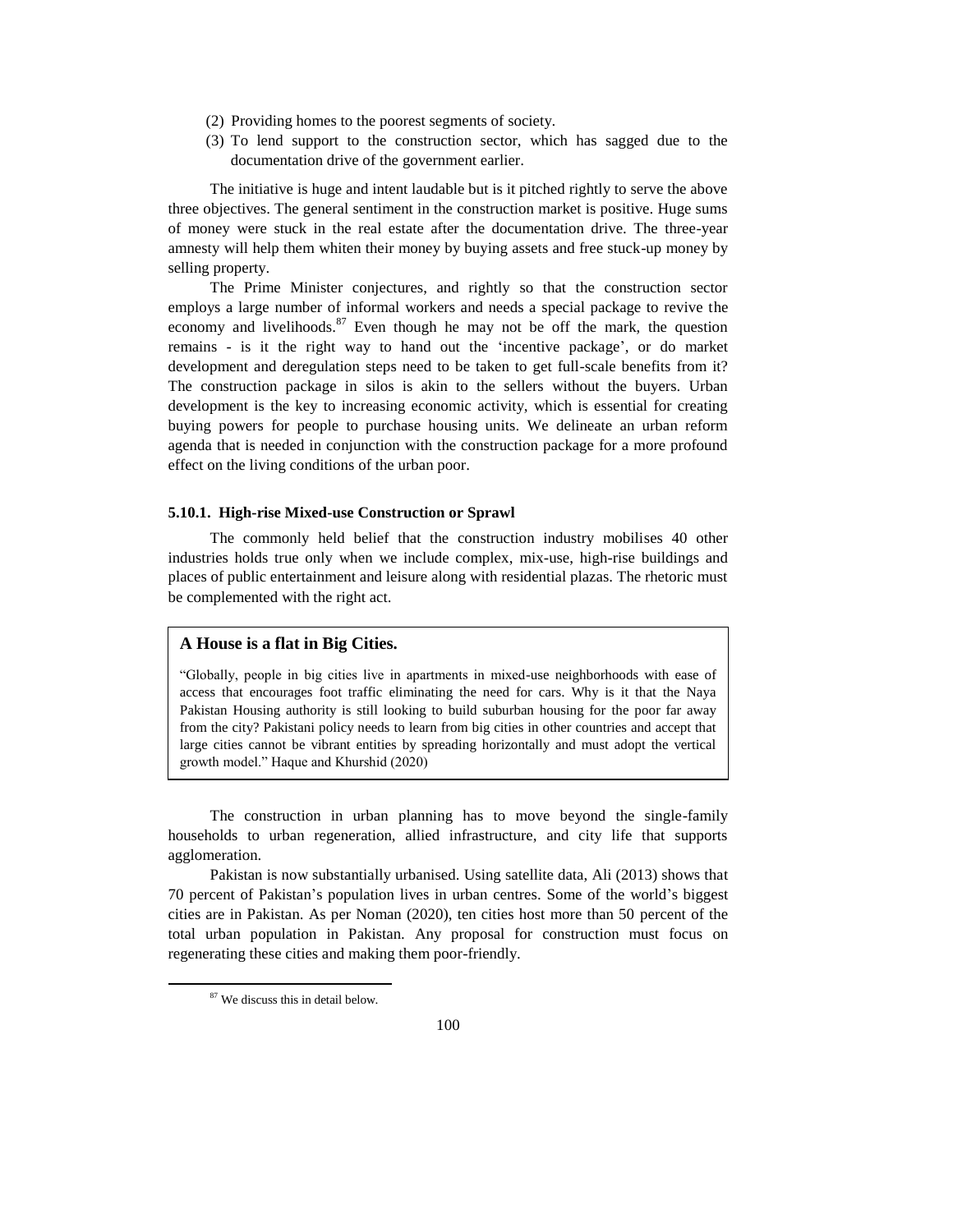(2) Providing homes to the poorest segments of society.

(3) To lend support to the construction sector, which has sagged due to the documentation drive of the government earlier.

The initiative is huge and intent laudable but is it pitched rightly to serve the above three objectives. The general sentiment in the construction market is positive. Huge sums of money were stuck in the real estate after the documentation drive. The three-year amnesty will help them whiten their money by buying assets and free stuck-up money by selling property.

The Prime Minister conjectures, and rightly so that the construction sector employs a large number of informal workers and needs a special package to revive the economy and livelihoods.[87] Even though he may not be off the mark, the question remains - is it the right way to hand out the 'incentive package', or do market development and deregulation steps need to be taken to get full-scale benefits from it? The construction package in silos is akin to the sellers without the buyers. Urban development is the key to increasing economic activity, which is essential for creating buying powers for people to purchase housing units. We delineate an urban reform agenda that is needed in conjunction with the construction package for a more profound effect on the living conditions of the urban poor.

#### 5.10.1. High-rise Mixed-use Construction or Sprawl

The commonly held belief that the construction industry mobilises 40 other industries holds true only when we include complex, mix-use, high-rise buildings and places of public entertainment and leisure along with residential plazas. The rhetoric must be complemented with the right act.

> **A House is a flat in Big Cities.**
>
> "Globally, people in big cities live in apartments in mixed-use neighborhoods with ease of access that encourages foot traffic eliminating the need for cars. Why is it that the Naya Pakistan Housing authority is still looking to build suburban housing for the poor far away from the city? Pakistani policy needs to learn from big cities in other countries and accept that large cities cannot be vibrant entities by spreading horizontally and must adopt the vertical growth model." Haque and Khurshid (2020)

The construction in urban planning has to move beyond the single-family households to urban regeneration, allied infrastructure, and city life that supports agglomeration.

Pakistan is now substantially urbanised. Using satellite data, Ali (2013) shows that 70 percent of Pakistan's population lives in urban centres. Some of the world's biggest cities are in Pakistan. As per Noman (2020), ten cities host more than 50 percent of the total urban population in Pakistan. Any proposal for construction must focus on regenerating these cities and making them poor-friendly.

---

[87] We discuss this in detail below.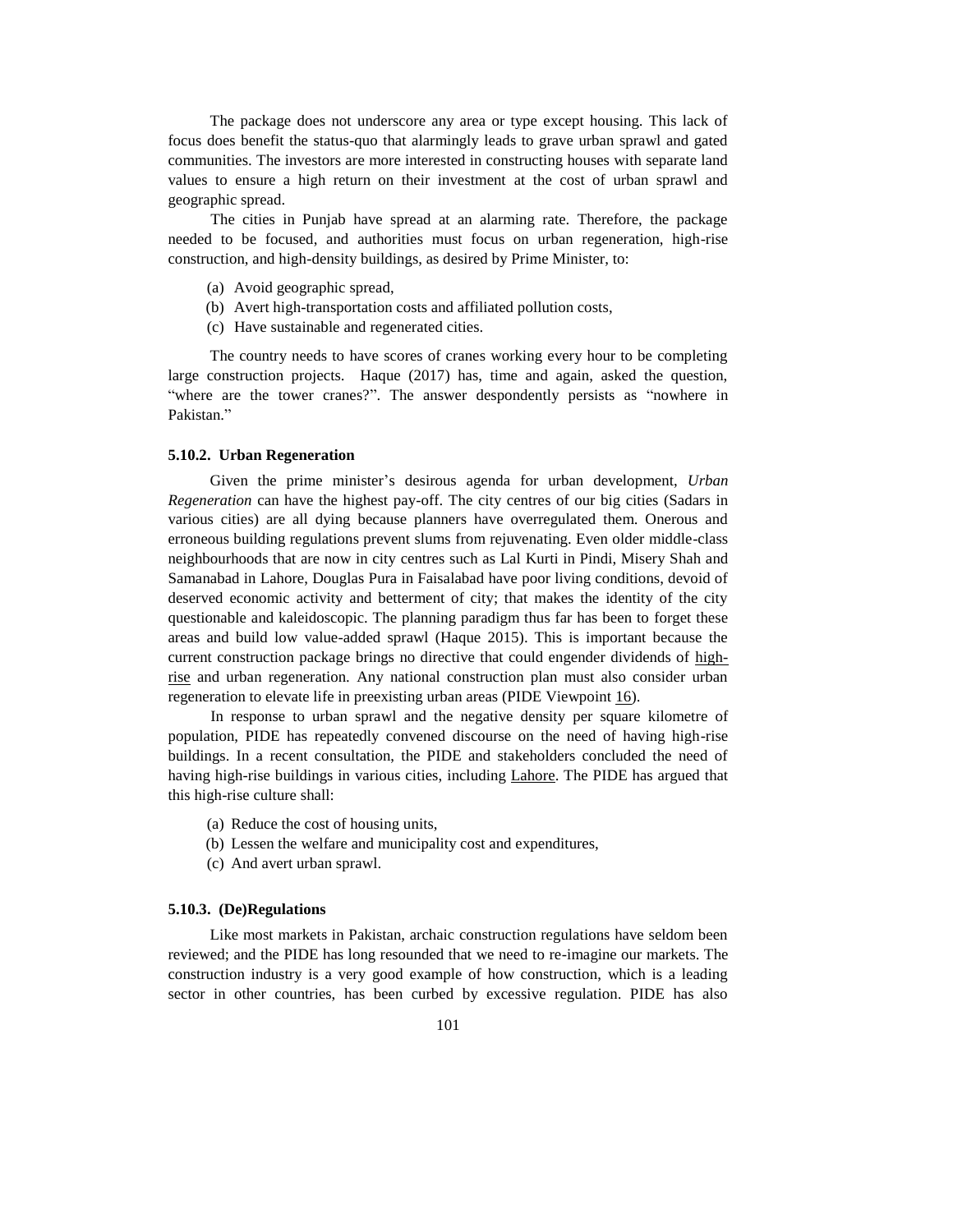The package does not underscore any area or type except housing. This lack of focus does benefit the status-quo that alarmingly leads to grave urban sprawl and gated communities. The investors are more interested in constructing houses with separate land values to ensure a high return on their investment at the cost of urban sprawl and geographic spread.

The cities in Punjab have spread at an alarming rate. Therefore, the package needed to be focused, and authorities must focus on urban regeneration, high-rise construction, and high-density buildings, as desired by Prime Minister, to:

(a) Avoid geographic spread,
(b) Avert high-transportation costs and affiliated pollution costs,
(c) Have sustainable and regenerated cities.

The country needs to have scores of cranes working every hour to be completing large construction projects. Haque (2017) has, time and again, asked the question, "where are the tower cranes?". The answer despondently persists as "nowhere in Pakistan."

#### 5.10.2. Urban Regeneration

Given the prime minister's desirous agenda for urban development, *Urban Regeneration* can have the highest pay-off. The city centres of our big cities (Sadars in various cities) are all dying because planners have overregulated them. Onerous and erroneous building regulations prevent slums from rejuvenating. Even older middle-class neighbourhoods that are now in city centres such as Lal Kurti in Pindi, Misery Shah and Samanabad in Lahore, Douglas Pura in Faisalabad have poor living conditions, devoid of deserved economic activity and betterment of city; that makes the identity of the city questionable and kaleidoscopic. The planning paradigm thus far has been to forget these areas and build low value-added sprawl (Haque 2015). This is important because the current construction package brings no directive that could engender dividends of high-rise and urban regeneration. Any national construction plan must also consider urban regeneration to elevate life in preexisting urban areas (PIDE Viewpoint 16).

In response to urban sprawl and the negative density per square kilometre of population, PIDE has repeatedly convened discourse on the need of having high-rise buildings. In a recent consultation, the PIDE and stakeholders concluded the need of having high-rise buildings in various cities, including Lahore. The PIDE has argued that this high-rise culture shall:

(a) Reduce the cost of housing units,
(b) Lessen the welfare and municipality cost and expenditures,
(c) And avert urban sprawl.

#### 5.10.3. (De)Regulations

Like most markets in Pakistan, archaic construction regulations have seldom been reviewed; and the PIDE has long resounded that we need to re-imagine our markets. The construction industry is a very good example of how construction, which is a leading sector in other countries, has been curbed by excessive regulation. PIDE has also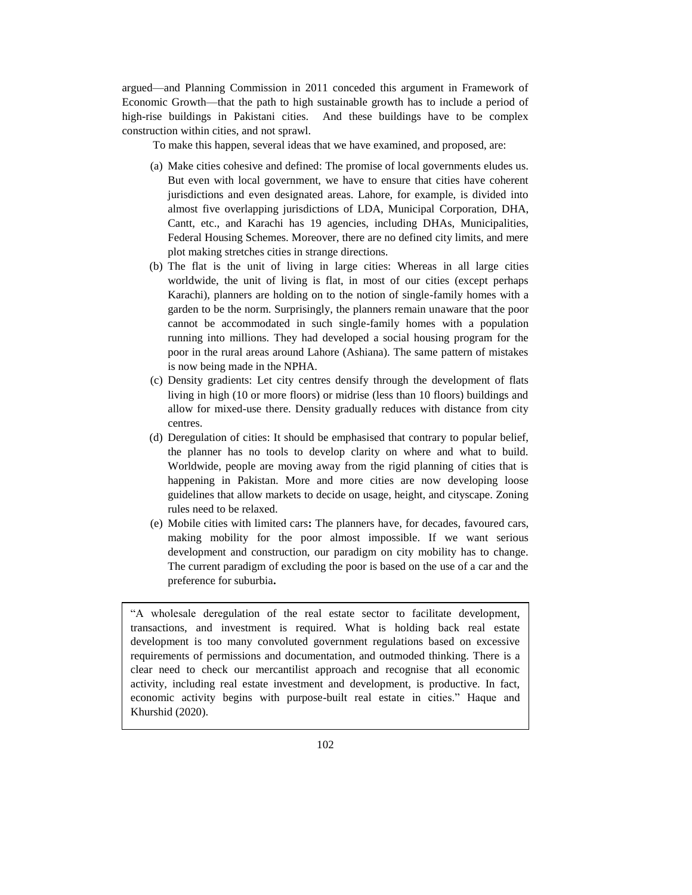argued—and Planning Commission in 2011 conceded this argument in Framework of Economic Growth—that the path to high sustainable growth has to include a period of high-rise buildings in Pakistani cities. And these buildings have to be complex construction within cities, and not sprawl.

To make this happen, several ideas that we have examined, and proposed, are:

(a) Make cities cohesive and defined: The promise of local governments eludes us. But even with local government, we have to ensure that cities have coherent jurisdictions and even designated areas. Lahore, for example, is divided into almost five overlapping jurisdictions of LDA, Municipal Corporation, DHA, Cantt, etc., and Karachi has 19 agencies, including DHAs, Municipalities, Federal Housing Schemes. Moreover, there are no defined city limits, and mere plot making stretches cities in strange directions.

(b) The flat is the unit of living in large cities: Whereas in all large cities worldwide, the unit of living is flat, in most of our cities (except perhaps Karachi), planners are holding on to the notion of single-family homes with a garden to be the norm. Surprisingly, the planners remain unaware that the poor cannot be accommodated in such single-family homes with a population running into millions. They had developed a social housing program for the poor in the rural areas around Lahore (Ashiana). The same pattern of mistakes is now being made in the NPHA.

(c) Density gradients: Let city centres densify through the development of flats living in high (10 or more floors) or midrise (less than 10 floors) buildings and allow for mixed-use there. Density gradually reduces with distance from city centres.

(d) Deregulation of cities: It should be emphasised that contrary to popular belief, the planner has no tools to develop clarity on where and what to build. Worldwide, people are moving away from the rigid planning of cities that is happening in Pakistan. More and more cities are now developing loose guidelines that allow markets to decide on usage, height, and cityscape. Zoning rules need to be relaxed.

(e) Mobile cities with limited cars**:** The planners have, for decades, favoured cars, making mobility for the poor almost impossible. If we want serious development and construction, our paradigm on city mobility has to change. The current paradigm of excluding the poor is based on the use of a car and the preference for suburbia**.**

> "A wholesale deregulation of the real estate sector to facilitate development, transactions, and investment is required. What is holding back real estate development is too many convoluted government regulations based on excessive requirements of permissions and documentation, and outmoded thinking. There is a clear need to check our mercantilist approach and recognise that all economic activity, including real estate investment and development, is productive. In fact, economic activity begins with purpose-built real estate in cities." Haque and Khurshid (2020).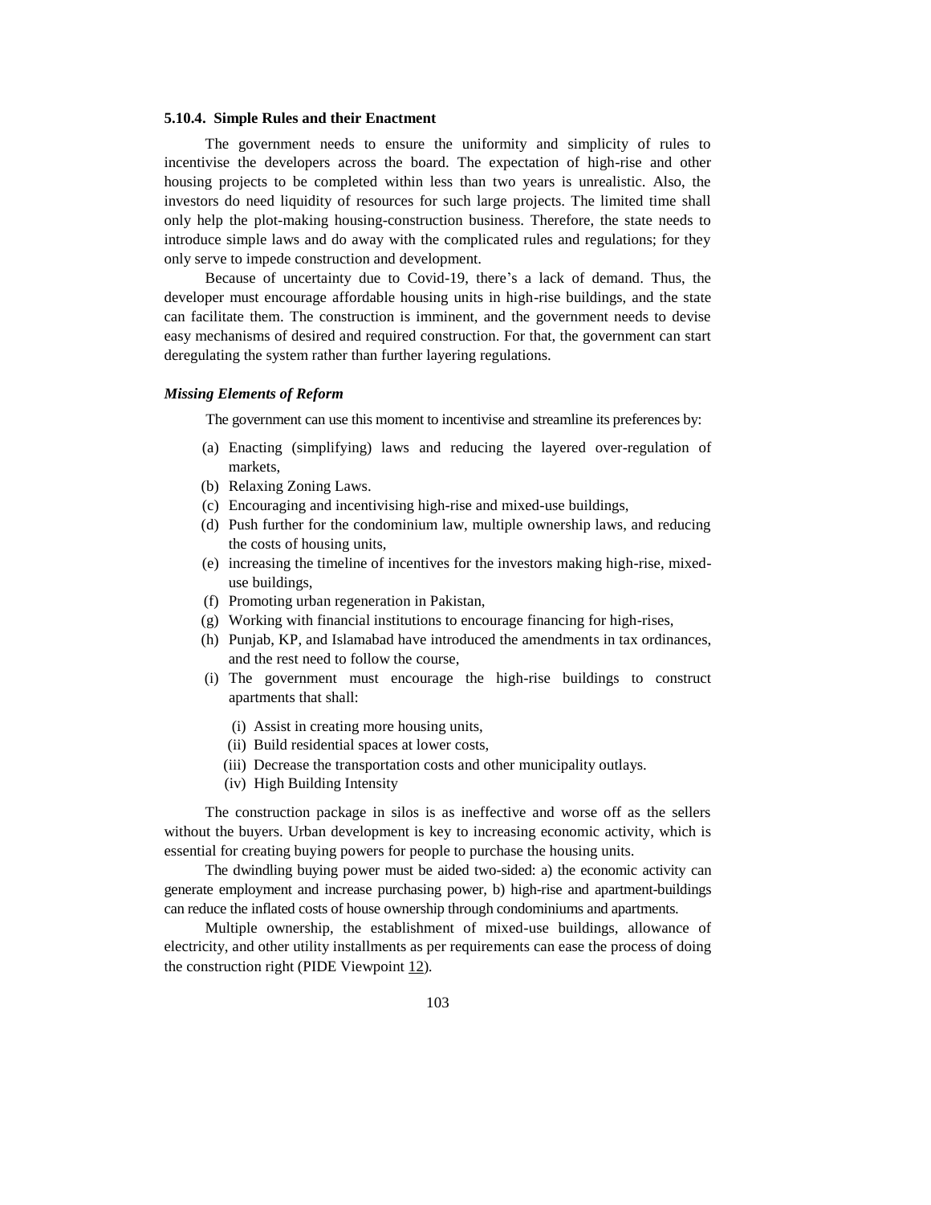### 5.10.4. Simple Rules and their Enactment

The government needs to ensure the uniformity and simplicity of rules to incentivise the developers across the board. The expectation of high-rise and other housing projects to be completed within less than two years is unrealistic. Also, the investors do need liquidity of resources for such large projects. The limited time shall only help the plot-making housing-construction business. Therefore, the state needs to introduce simple laws and do away with the complicated rules and regulations; for they only serve to impede construction and development.

Because of uncertainty due to Covid-19, there's a lack of demand. Thus, the developer must encourage affordable housing units in high-rise buildings, and the state can facilitate them. The construction is imminent, and the government needs to devise easy mechanisms of desired and required construction. For that, the government can start deregulating the system rather than further layering regulations.

#### *Missing Elements of Reform*

The government can use this moment to incentivise and streamline its preferences by:

(a) Enacting (simplifying) laws and reducing the layered over-regulation of markets,
(b) Relaxing Zoning Laws.
(c) Encouraging and incentivising high-rise and mixed-use buildings,
(d) Push further for the condominium law, multiple ownership laws, and reducing the costs of housing units,
(e) increasing the timeline of incentives for the investors making high-rise, mixed-use buildings,
(f) Promoting urban regeneration in Pakistan,
(g) Working with financial institutions to encourage financing for high-rises,
(h) Punjab, KP, and Islamabad have introduced the amendments in tax ordinances, and the rest need to follow the course,
(i) The government must encourage the high-rise buildings to construct apartments that shall:
    (i) Assist in creating more housing units,
    (ii) Build residential spaces at lower costs,
    (iii) Decrease the transportation costs and other municipality outlays.
    (iv) High Building Intensity

The construction package in silos is as ineffective and worse off as the sellers without the buyers. Urban development is key to increasing economic activity, which is essential for creating buying powers for people to purchase the housing units.

The dwindling buying power must be aided two-sided: a) the economic activity can generate employment and increase purchasing power, b) high-rise and apartment-buildings can reduce the inflated costs of house ownership through condominiums and apartments.

Multiple ownership, the establishment of mixed-use buildings, allowance of electricity, and other utility installments as per requirements can ease the process of doing the construction right (PIDE Viewpoint 12).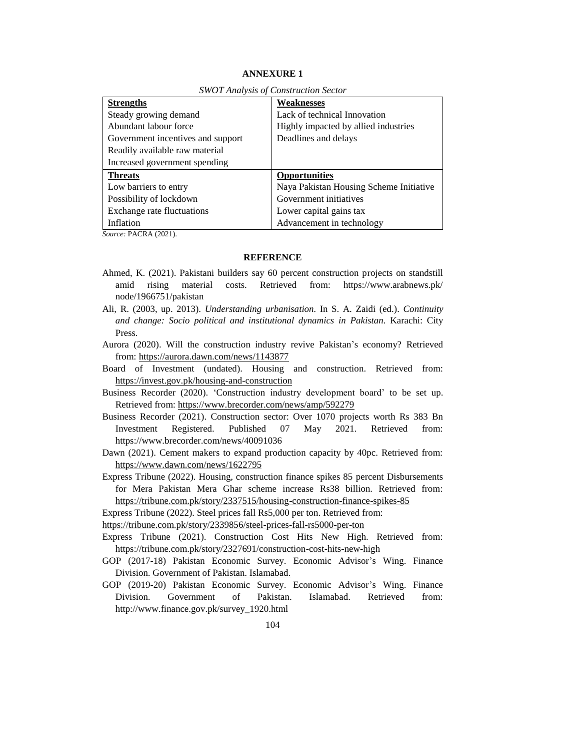**ANNEXURE 1**

*SWOT Analysis of Construction Sector*

| **Strengths** | **Weaknesses** |
|---|---|
| Steady growing demand | Lack of technical Innovation |
| Abundant labour force | Highly impacted by allied industries |
| Government incentives and support | Deadlines and delays |
| Readily available raw material | |
| Increased government spending | |
| **Threats** | **Opportunities** |
| Low barriers to entry | Naya Pakistan Housing Scheme Initiative |
| Possibility of lockdown | Government initiatives |
| Exchange rate fluctuations | Lower capital gains tax |
| Inflation | Advancement in technology |

*Source:* PACRA (2021).

## REFERENCE

Ahmed, K. (2021). Pakistani builders say 60 percent construction projects on standstill amid rising material costs. Retrieved from: https://www.arabnews.pk/node/1966751/pakistan

Ali, R. (2003, up. 2013). *Understanding urbanisation*. In S. A. Zaidi (ed.). *Continuity and change: Socio political and institutional dynamics in Pakistan*. Karachi: City Press.

Aurora (2020). Will the construction industry revive Pakistan's economy? Retrieved from: https://aurora.dawn.com/news/1143877

Board of Investment (undated). Housing and construction. Retrieved from: https://invest.gov.pk/housing-and-construction

Business Recorder (2020). 'Construction industry development board' to be set up. Retrieved from: https://www.brecorder.com/news/amp/592279

Business Recorder (2021). Construction sector: Over 1070 projects worth Rs 383 Bn Investment Registered. Published 07 May 2021. Retrieved from: https://www.brecorder.com/news/40091036

Dawn (2021). Cement makers to expand production capacity by 40pc. Retrieved from: https://www.dawn.com/news/1622795

Express Tribune (2022). Housing, construction finance spikes 85 percent Disbursements for Mera Pakistan Mera Ghar scheme increase Rs38 billion. Retrieved from: https://tribune.com.pk/story/2337515/housing-construction-finance-spikes-85

Express Tribune (2022). Steel prices fall Rs5,000 per ton. Retrieved from: https://tribune.com.pk/story/2339856/steel-prices-fall-rs5000-per-ton

Express Tribune (2021). Construction Cost Hits New High. Retrieved from: https://tribune.com.pk/story/2327691/construction-cost-hits-new-high

GOP (2017-18) Pakistan Economic Survey. Economic Advisor's Wing. Finance Division. Government of Pakistan. Islamabad.

GOP (2019-20) Pakistan Economic Survey. Economic Advisor's Wing. Finance Division. Government of Pakistan. Islamabad. Retrieved from: http://www.finance.gov.pk/survey_1920.html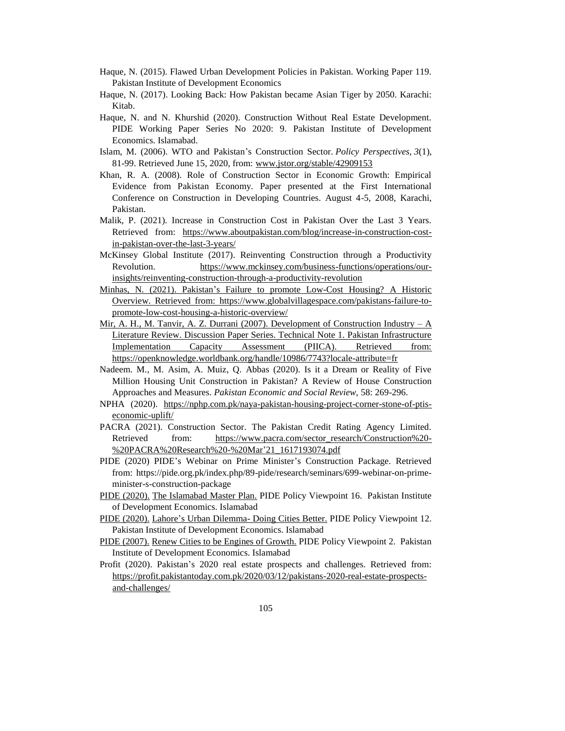Haque, N. (2015). Flawed Urban Development Policies in Pakistan. Working Paper 119. Pakistan Institute of Development Economics

Haque, N. (2017). Looking Back: How Pakistan became Asian Tiger by 2050. Karachi: Kitab.

Haque, N. and N. Khurshid (2020). Construction Without Real Estate Development. PIDE Working Paper Series No 2020: 9. Pakistan Institute of Development Economics. Islamabad.

Islam, M. (2006). WTO and Pakistan's Construction Sector. *Policy Perspectives, 3*(1), 81-99. Retrieved June 15, 2020, from: www.jstor.org/stable/42909153

Khan, R. A. (2008). Role of Construction Sector in Economic Growth: Empirical Evidence from Pakistan Economy. Paper presented at the First International Conference on Construction in Developing Countries. August 4-5, 2008, Karachi, Pakistan.

Malik, P. (2021). Increase in Construction Cost in Pakistan Over the Last 3 Years. Retrieved from: https://www.aboutpakistan.com/blog/increase-in-construction-cost-in-pakistan-over-the-last-3-years/

McKinsey Global Institute (2017). Reinventing Construction through a Productivity Revolution. https://www.mckinsey.com/business-functions/operations/our-insights/reinventing-construction-through-a-productivity-revolution

Minhas, N. (2021). Pakistan's Failure to promote Low-Cost Housing? A Historic Overview. Retrieved from: https://www.globalvillagespace.com/pakistans-failure-to-promote-low-cost-housing-a-historic-overview/

Mir, A. H., M. Tanvir, A. Z. Durrani (2007). Development of Construction Industry – A Literature Review. Discussion Paper Series. Technical Note 1. Pakistan Infrastructure Implementation Capacity Assessment (PIICA). Retrieved from: https://openknowledge.worldbank.org/handle/10986/7743?locale-attribute=fr

Nadeem. M., M. Asim, A. Muiz, Q. Abbas (2020). Is it a Dream or Reality of Five Million Housing Unit Construction in Pakistan? A Review of House Construction Approaches and Measures. *Pakistan Economic and Social Review,* 58: 269-296.

NPHA (2020). https://nphp.com.pk/naya-pakistan-housing-project-corner-stone-of-ptis-economic-uplift/

PACRA (2021). Construction Sector. The Pakistan Credit Rating Agency Limited. Retrieved from: https://www.pacra.com/sector_research/Construction%20-%20PACRA%20Research%20-%20Mar'21_1617193074.pdf

PIDE (2020) PIDE's Webinar on Prime Minister's Construction Package. Retrieved from: https://pide.org.pk/index.php/89-pide/research/seminars/699-webinar-on-prime-minister-s-construction-package

PIDE (2020). The Islamabad Master Plan. PIDE Policy Viewpoint 16. Pakistan Institute of Development Economics. Islamabad

PIDE (2020). Lahore's Urban Dilemma- Doing Cities Better. PIDE Policy Viewpoint 12. Pakistan Institute of Development Economics. Islamabad

PIDE (2007). Renew Cities to be Engines of Growth. PIDE Policy Viewpoint 2. Pakistan Institute of Development Economics. Islamabad

Profit (2020). Pakistan's 2020 real estate prospects and challenges. Retrieved from: https://profit.pakistantoday.com.pk/2020/03/12/pakistans-2020-real-estate-prospects-and-challenges/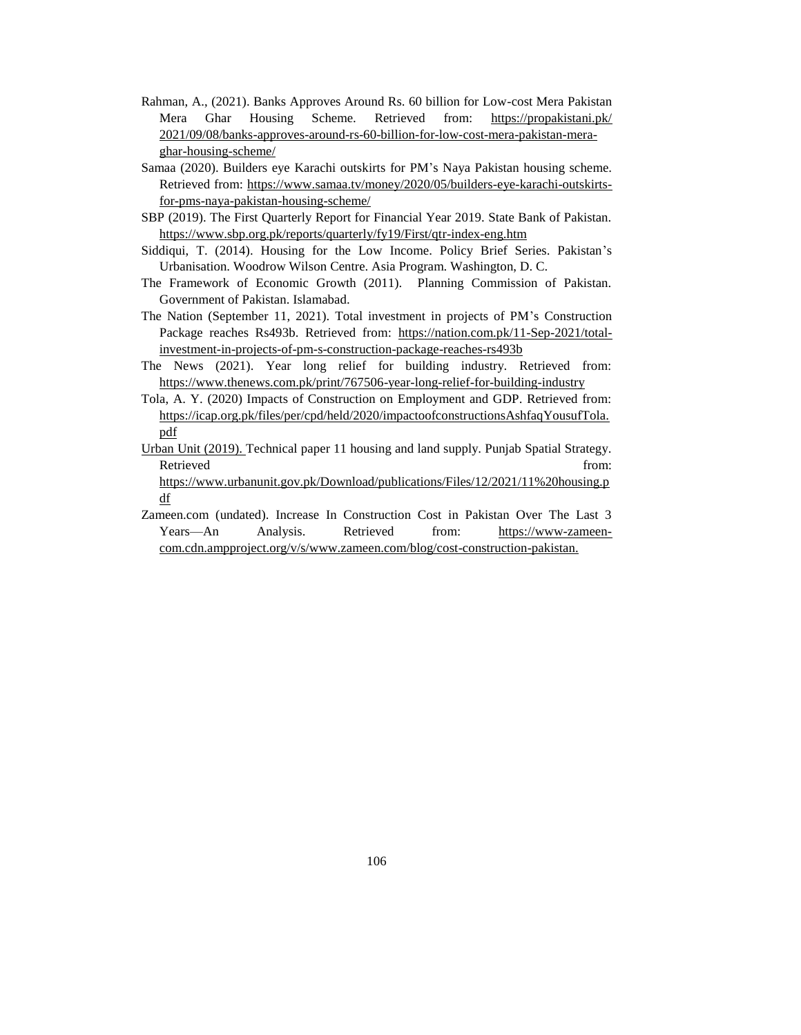Rahman, A., (2021). Banks Approves Around Rs. 60 billion for Low-cost Mera Pakistan Mera Ghar Housing Scheme. Retrieved from: https://propakistani.pk/2021/09/08/banks-approves-around-rs-60-billion-for-low-cost-mera-pakistan-mera-ghar-housing-scheme/

Samaa (2020). Builders eye Karachi outskirts for PM's Naya Pakistan housing scheme. Retrieved from: https://www.samaa.tv/money/2020/05/builders-eye-karachi-outskirts-for-pms-naya-pakistan-housing-scheme/

SBP (2019). The First Quarterly Report for Financial Year 2019. State Bank of Pakistan. https://www.sbp.org.pk/reports/quarterly/fy19/First/qtr-index-eng.htm

Siddiqui, T. (2014). Housing for the Low Income. Policy Brief Series. Pakistan's Urbanisation. Woodrow Wilson Centre. Asia Program. Washington, D. C.

The Framework of Economic Growth (2011). Planning Commission of Pakistan. Government of Pakistan. Islamabad.

The Nation (September 11, 2021). Total investment in projects of PM's Construction Package reaches Rs493b. Retrieved from: https://nation.com.pk/11-Sep-2021/total-investment-in-projects-of-pm-s-construction-package-reaches-rs493b

The News (2021). Year long relief for building industry. Retrieved from: https://www.thenews.com.pk/print/767506-year-long-relief-for-building-industry

Tola, A. Y. (2020) Impacts of Construction on Employment and GDP. Retrieved from: https://icap.org.pk/files/per/cpd/held/2020/impactofconstructionsAshfaqYousufTola.pdf

Urban Unit (2019). Technical paper 11 housing and land supply. Punjab Spatial Strategy. Retrieved from: https://www.urbanunit.gov.pk/Download/publications/Files/12/2021/11%20housing.pdf

Zameen.com (undated). Increase In Construction Cost in Pakistan Over The Last 3 Years—An Analysis. Retrieved from: https://www-zameen-com.cdn.ampproject.org/v/s/www.zameen.com/blog/cost-construction-pakistan.